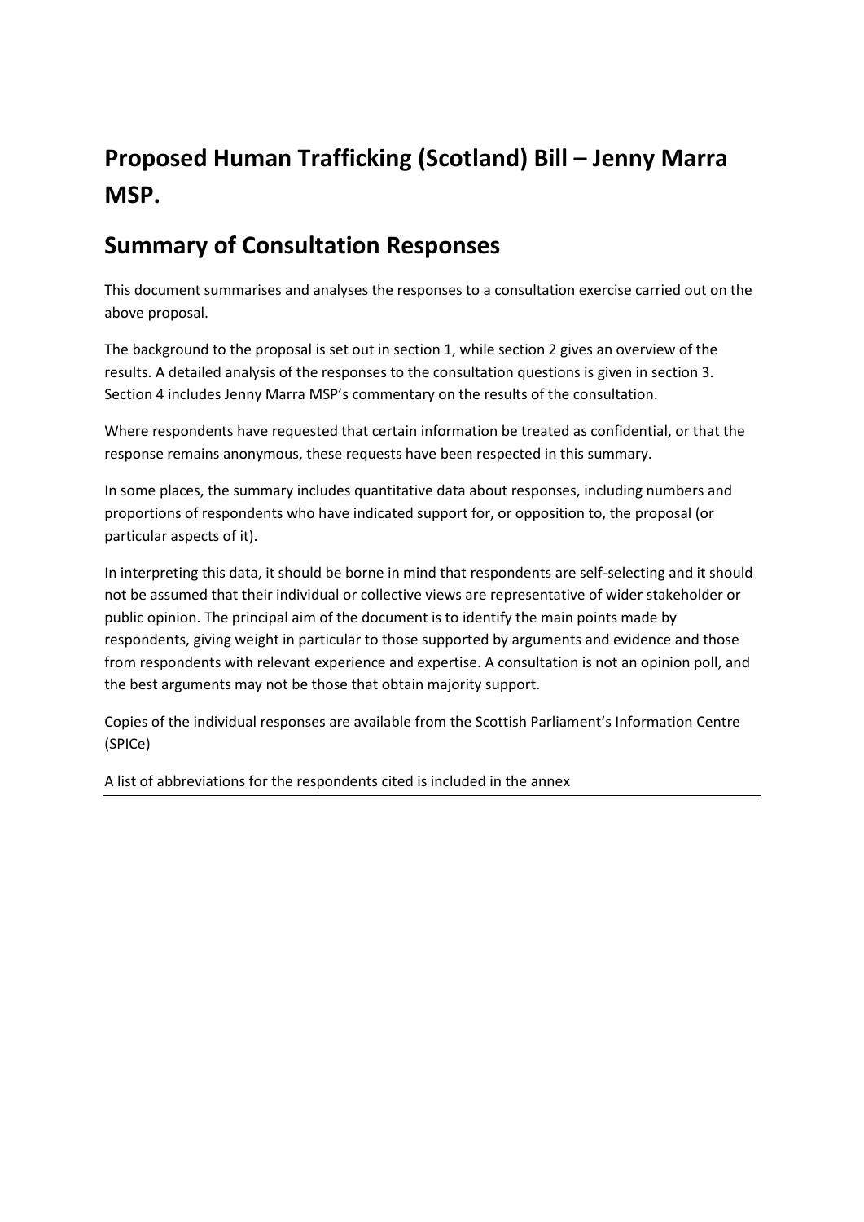# Proposed Human Trafficking (Scotland) Bill – Jenny Marra MSP.

## Summary of Consultation Responses

This document summarises and analyses the responses to a consultation exercise carried out on the above proposal.

The background to the proposal is set out in section 1, while section 2 gives an overview of the results. A detailed analysis of the responses to the consultation questions is given in section 3. Section 4 includes Jenny Marra MSP's commentary on the results of the consultation.

Where respondents have requested that certain information be treated as confidential, or that the response remains anonymous, these requests have been respected in this summary.

In some places, the summary includes quantitative data about responses, including numbers and proportions of respondents who have indicated support for, or opposition to, the proposal (or particular aspects of it).

In interpreting this data, it should be borne in mind that respondents are self-selecting and it should not be assumed that their individual or collective views are representative of wider stakeholder or public opinion. The principal aim of the document is to identify the main points made by respondents, giving weight in particular to those supported by arguments and evidence and those from respondents with relevant experience and expertise. A consultation is not an opinion poll, and the best arguments may not be those that obtain majority support.

Copies of the individual responses are available from the Scottish Parliament's Information Centre (SPICe)

A list of abbreviations for the respondents cited is included in the annex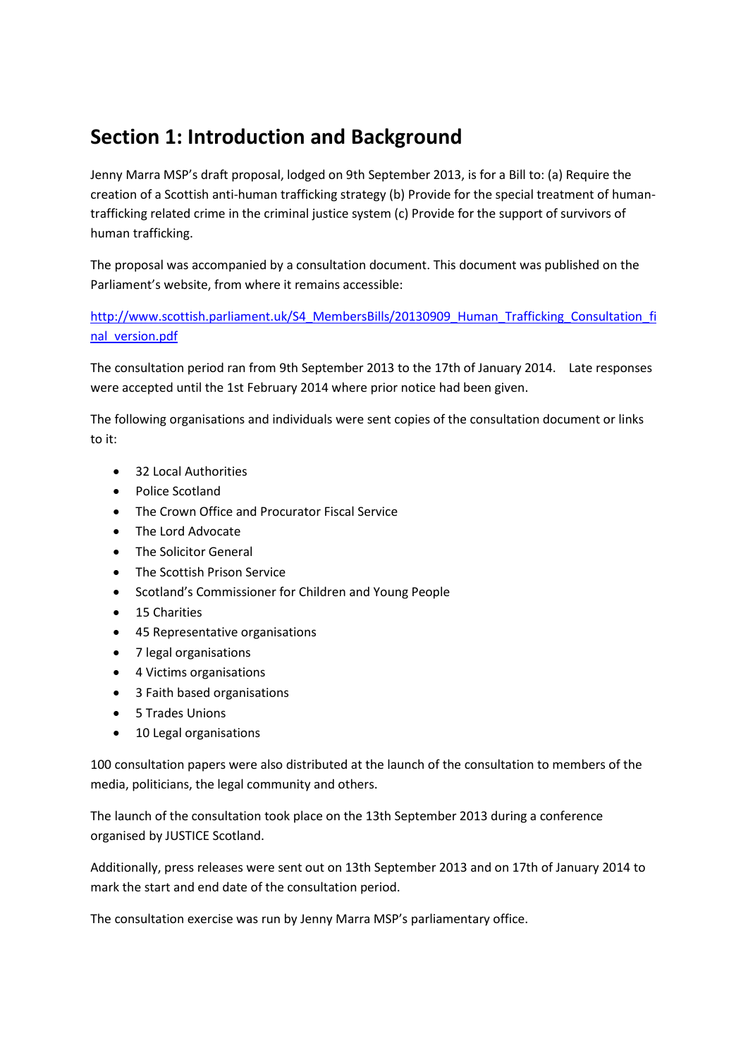## Section 1: Introduction and Background

Jenny Marra MSP's draft proposal, lodged on 9th September 2013, is for a Bill to: (a) Require the creation of a Scottish anti-human trafficking strategy (b) Provide for the special treatment of human-trafficking related crime in the criminal justice system (c) Provide for the support of survivors of human trafficking.

The proposal was accompanied by a consultation document. This document was published on the Parliament's website, from where it remains accessible:

http://www.scottish.parliament.uk/S4_MembersBills/20130909_Human_Trafficking_Consultation_final_version.pdf

The consultation period ran from 9th September 2013 to the 17th of January 2014. Late responses were accepted until the 1st February 2014 where prior notice had been given.

The following organisations and individuals were sent copies of the consultation document or links to it:

- 32 Local Authorities
- Police Scotland
- The Crown Office and Procurator Fiscal Service
- The Lord Advocate
- The Solicitor General
- The Scottish Prison Service
- Scotland's Commissioner for Children and Young People
- 15 Charities
- 45 Representative organisations
- 7 legal organisations
- 4 Victims organisations
- 3 Faith based organisations
- 5 Trades Unions
- 10 Legal organisations

100 consultation papers were also distributed at the launch of the consultation to members of the media, politicians, the legal community and others.

The launch of the consultation took place on the 13th September 2013 during a conference organised by JUSTICE Scotland.

Additionally, press releases were sent out on 13th September 2013 and on 17th of January 2014 to mark the start and end date of the consultation period.

The consultation exercise was run by Jenny Marra MSP's parliamentary office.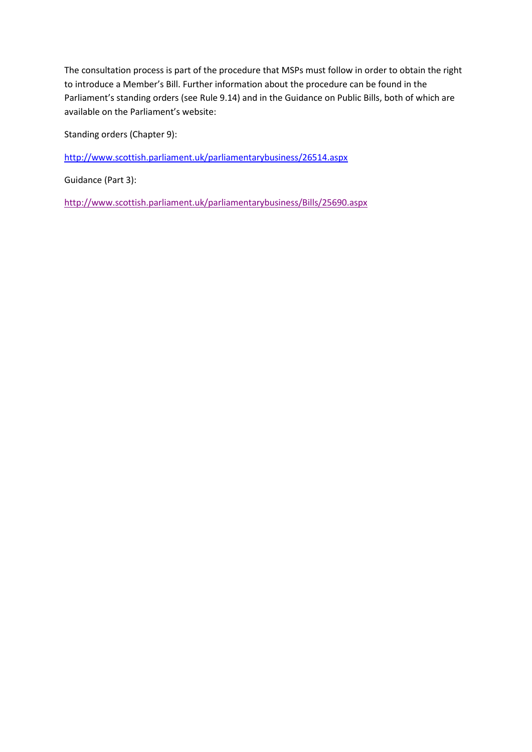The consultation process is part of the procedure that MSPs must follow in order to obtain the right to introduce a Member's Bill. Further information about the procedure can be found in the Parliament's standing orders (see Rule 9.14) and in the Guidance on Public Bills, both of which are available on the Parliament's website:

Standing orders (Chapter 9):

http://www.scottish.parliament.uk/parliamentarybusiness/26514.aspx

Guidance (Part 3):

http://www.scottish.parliament.uk/parliamentarybusiness/Bills/25690.aspx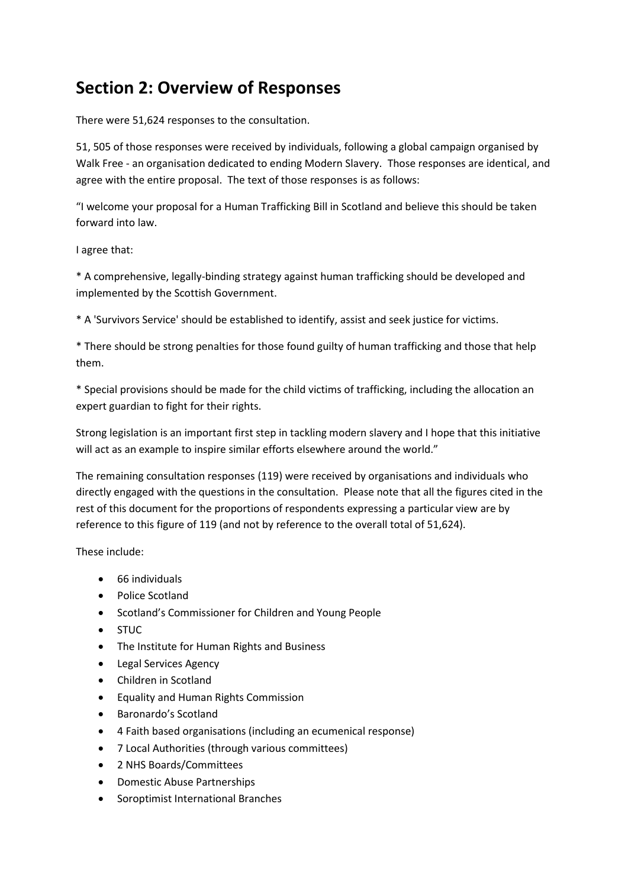## Section 2: Overview of Responses

There were 51,624 responses to the consultation.

51, 505 of those responses were received by individuals, following a global campaign organised by Walk Free - an organisation dedicated to ending Modern Slavery. Those responses are identical, and agree with the entire proposal. The text of those responses is as follows:

"I welcome your proposal for a Human Trafficking Bill in Scotland and believe this should be taken forward into law.

I agree that:

* A comprehensive, legally-binding strategy against human trafficking should be developed and implemented by the Scottish Government.

* A 'Survivors Service' should be established to identify, assist and seek justice for victims.

* There should be strong penalties for those found guilty of human trafficking and those that help them.

* Special provisions should be made for the child victims of trafficking, including the allocation an expert guardian to fight for their rights.

Strong legislation is an important first step in tackling modern slavery and I hope that this initiative will act as an example to inspire similar efforts elsewhere around the world."

The remaining consultation responses (119) were received by organisations and individuals who directly engaged with the questions in the consultation. Please note that all the figures cited in the rest of this document for the proportions of respondents expressing a particular view are by reference to this figure of 119 (and not by reference to the overall total of 51,624).

These include:

- 66 individuals
- Police Scotland
- Scotland's Commissioner for Children and Young People
- STUC
- The Institute for Human Rights and Business
- Legal Services Agency
- Children in Scotland
- Equality and Human Rights Commission
- Baronardo's Scotland
- 4 Faith based organisations (including an ecumenical response)
- 7 Local Authorities (through various committees)
- 2 NHS Boards/Committees
- Domestic Abuse Partnerships
- Soroptimist International Branches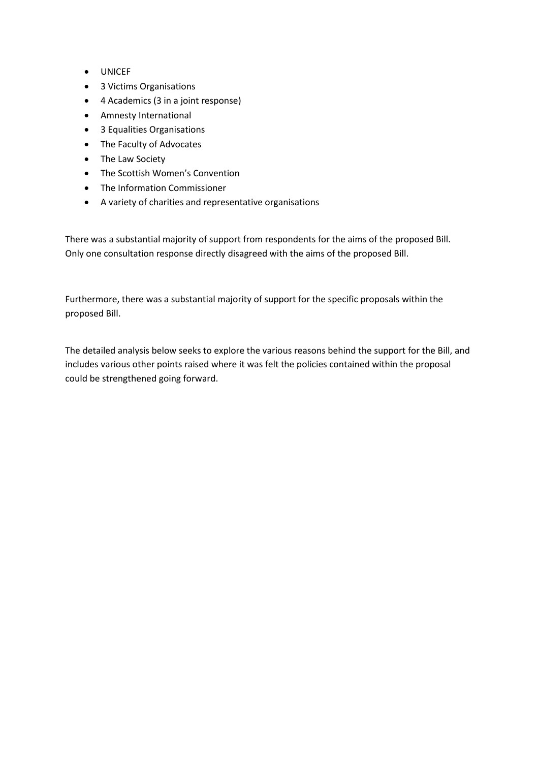- UNICEF
- 3 Victims Organisations
- 4 Academics (3 in a joint response)
- Amnesty International
- 3 Equalities Organisations
- The Faculty of Advocates
- The Law Society
- The Scottish Women's Convention
- The Information Commissioner
- A variety of charities and representative organisations

There was a substantial majority of support from respondents for the aims of the proposed Bill. Only one consultation response directly disagreed with the aims of the proposed Bill.

Furthermore, there was a substantial majority of support for the specific proposals within the proposed Bill.

The detailed analysis below seeks to explore the various reasons behind the support for the Bill, and includes various other points raised where it was felt the policies contained within the proposal could be strengthened going forward.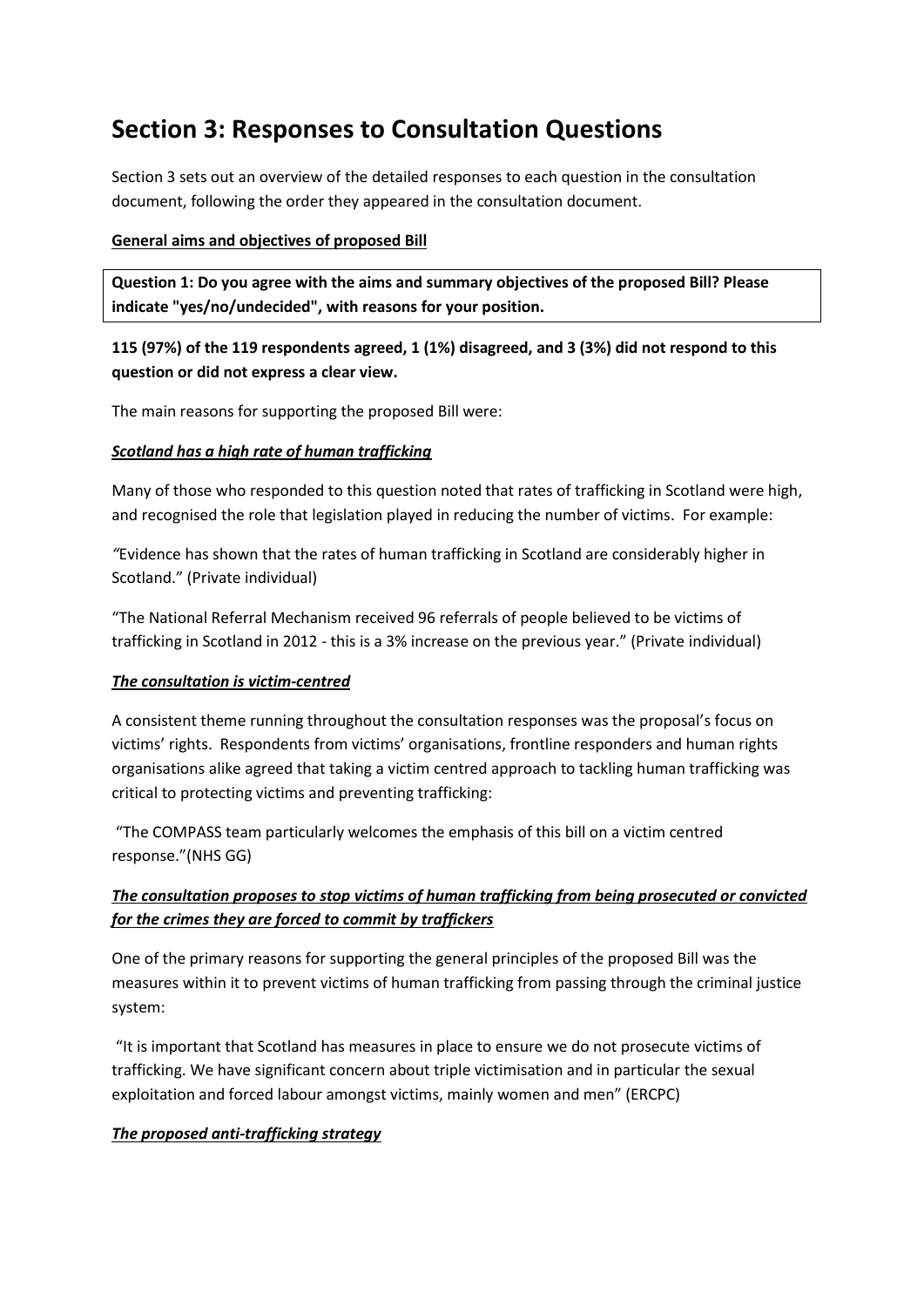## Section 3: Responses to Consultation Questions

Section 3 sets out an overview of the detailed responses to each question in the consultation document, following the order they appeared in the consultation document.

**General aims and objectives of proposed Bill**

**Question 1: Do you agree with the aims and summary objectives of the proposed Bill? Please indicate "yes/no/undecided", with reasons for your position.**

**115 (97%) of the 119 respondents agreed, 1 (1%) disagreed, and 3 (3%) did not respond to this question or did not express a clear view.**

The main reasons for supporting the proposed Bill were:

***Scotland has a high rate of human trafficking***

Many of those who responded to this question noted that rates of trafficking in Scotland were high, and recognised the role that legislation played in reducing the number of victims. For example:

*"*Evidence has shown that the rates of human trafficking in Scotland are considerably higher in Scotland." (Private individual)

"The National Referral Mechanism received 96 referrals of people believed to be victims of trafficking in Scotland in 2012 - this is a 3% increase on the previous year." (Private individual)

***The consultation is victim-centred***

A consistent theme running throughout the consultation responses was the proposal's focus on victims' rights. Respondents from victims' organisations, frontline responders and human rights organisations alike agreed that taking a victim centred approach to tackling human trafficking was critical to protecting victims and preventing trafficking:

"The COMPASS team particularly welcomes the emphasis of this bill on a victim centred response."(NHS GG)

***The consultation proposes to stop victims of human trafficking from being prosecuted or convicted for the crimes they are forced to commit by traffickers***

One of the primary reasons for supporting the general principles of the proposed Bill was the measures within it to prevent victims of human trafficking from passing through the criminal justice system:

"It is important that Scotland has measures in place to ensure we do not prosecute victims of trafficking. We have significant concern about triple victimisation and in particular the sexual exploitation and forced labour amongst victims, mainly women and men" (ERCPC)

***The proposed anti-trafficking strategy***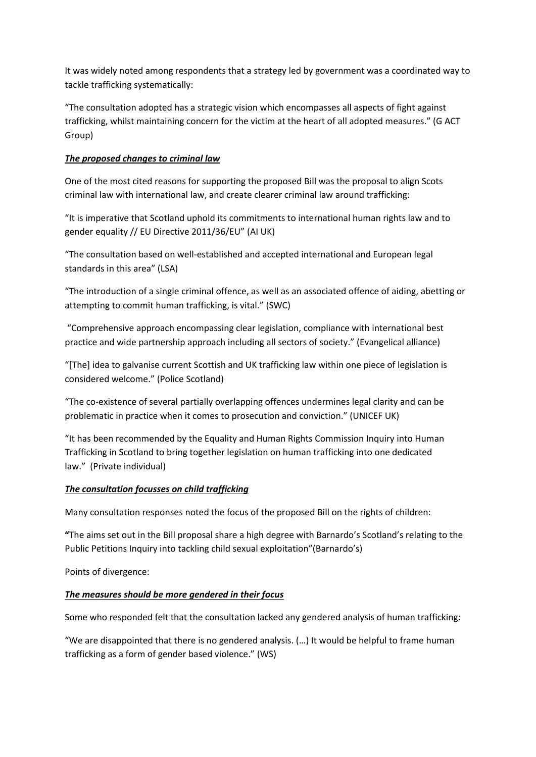It was widely noted among respondents that a strategy led by government was a coordinated way to tackle trafficking systematically:

"The consultation adopted has a strategic vision which encompasses all aspects of fight against trafficking, whilst maintaining concern for the victim at the heart of all adopted measures." (G ACT Group)

***The proposed changes to criminal law***

One of the most cited reasons for supporting the proposed Bill was the proposal to align Scots criminal law with international law, and create clearer criminal law around trafficking:

"It is imperative that Scotland uphold its commitments to international human rights law and to gender equality // EU Directive 2011/36/EU" (AI UK)

"The consultation based on well-established and accepted international and European legal standards in this area" (LSA)

"The introduction of a single criminal offence, as well as an associated offence of aiding, abetting or attempting to commit human trafficking, is vital." (SWC)

"Comprehensive approach encompassing clear legislation, compliance with international best practice and wide partnership approach including all sectors of society." (Evangelical alliance)

"[The] idea to galvanise current Scottish and UK trafficking law within one piece of legislation is considered welcome." (Police Scotland)

"The co-existence of several partially overlapping offences undermines legal clarity and can be problematic in practice when it comes to prosecution and conviction." (UNICEF UK)

"It has been recommended by the Equality and Human Rights Commission Inquiry into Human Trafficking in Scotland to bring together legislation on human trafficking into one dedicated law." (Private individual)

***The consultation focusses on child trafficking***

Many consultation responses noted the focus of the proposed Bill on the rights of children:

**"**The aims set out in the Bill proposal share a high degree with Barnardo's Scotland's relating to the Public Petitions Inquiry into tackling child sexual exploitation"(Barnardo's)

Points of divergence:

***The measures should be more gendered in their focus***

Some who responded felt that the consultation lacked any gendered analysis of human trafficking:

"We are disappointed that there is no gendered analysis. (…) It would be helpful to frame human trafficking as a form of gender based violence." (WS)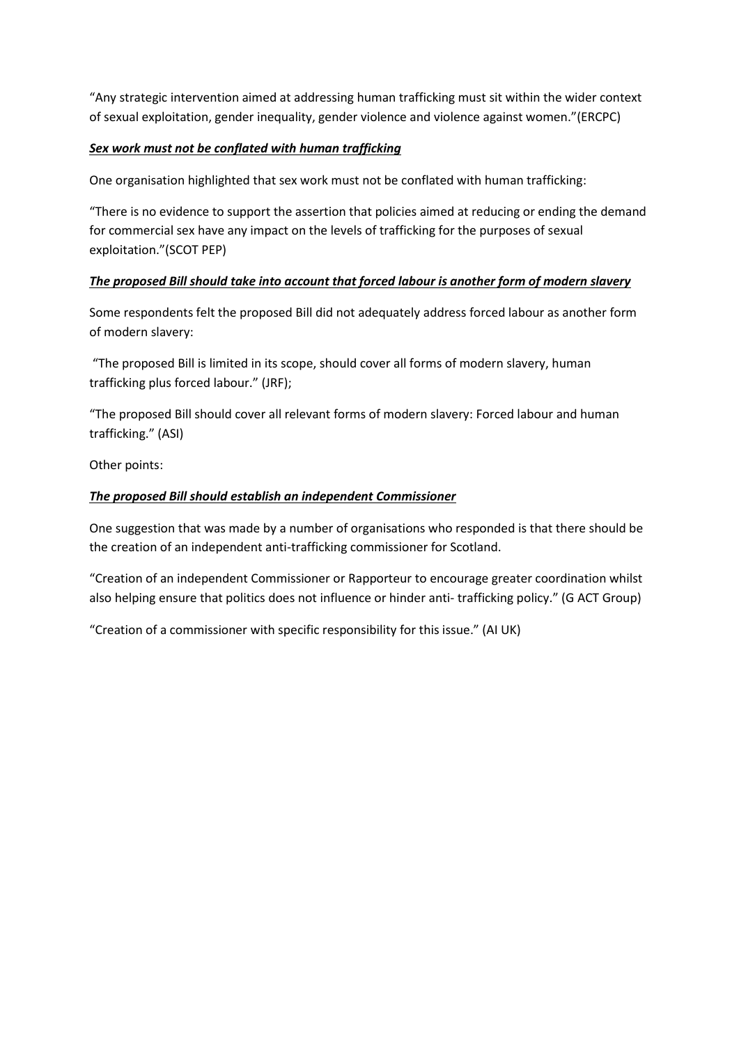"Any strategic intervention aimed at addressing human trafficking must sit within the wider context of sexual exploitation, gender inequality, gender violence and violence against women."(ERCPC)

***Sex work must not be conflated with human trafficking***

One organisation highlighted that sex work must not be conflated with human trafficking:

"There is no evidence to support the assertion that policies aimed at reducing or ending the demand for commercial sex have any impact on the levels of trafficking for the purposes of sexual exploitation."(SCOT PEP)

***The proposed Bill should take into account that forced labour is another form of modern slavery***

Some respondents felt the proposed Bill did not adequately address forced labour as another form of modern slavery:

"The proposed Bill is limited in its scope, should cover all forms of modern slavery, human trafficking plus forced labour." (JRF);

"The proposed Bill should cover all relevant forms of modern slavery: Forced labour and human trafficking." (ASI)

Other points:

***The proposed Bill should establish an independent Commissioner***

One suggestion that was made by a number of organisations who responded is that there should be the creation of an independent anti-trafficking commissioner for Scotland.

"Creation of an independent Commissioner or Rapporteur to encourage greater coordination whilst also helping ensure that politics does not influence or hinder anti- trafficking policy." (G ACT Group)

"Creation of a commissioner with specific responsibility for this issue." (AI UK)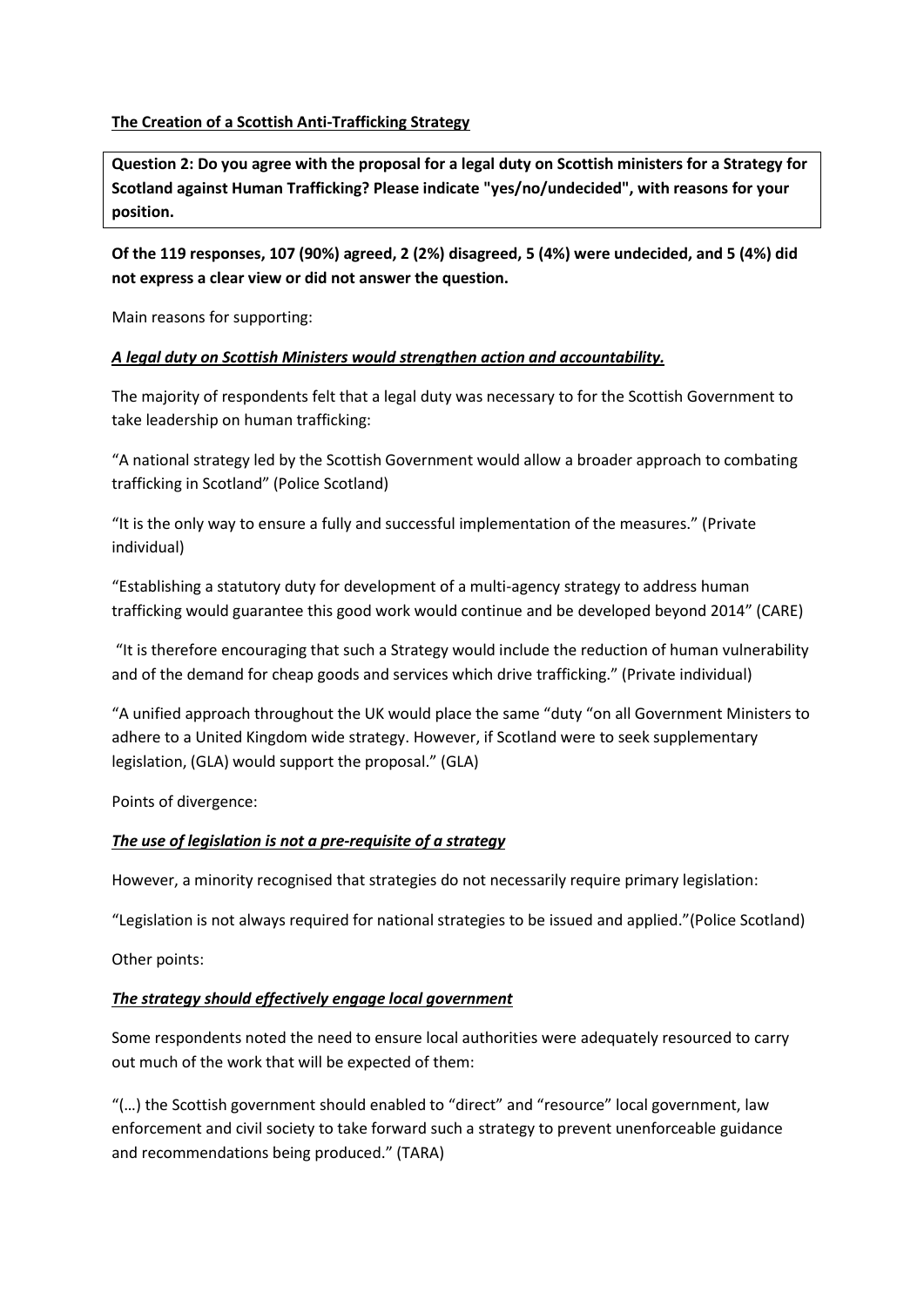**The Creation of a Scottish Anti-Trafficking Strategy**

**Question 2: Do you agree with the proposal for a legal duty on Scottish ministers for a Strategy for Scotland against Human Trafficking? Please indicate "yes/no/undecided", with reasons for your position.**

**Of the 119 responses, 107 (90%) agreed, 2 (2%) disagreed, 5 (4%) were undecided, and 5 (4%) did not express a clear view or did not answer the question.**

Main reasons for supporting:

***A legal duty on Scottish Ministers would strengthen action and accountability.***

The majority of respondents felt that a legal duty was necessary to for the Scottish Government to take leadership on human trafficking:

"A national strategy led by the Scottish Government would allow a broader approach to combating trafficking in Scotland" (Police Scotland)

"It is the only way to ensure a fully and successful implementation of the measures." (Private individual)

"Establishing a statutory duty for development of a multi-agency strategy to address human trafficking would guarantee this good work would continue and be developed beyond 2014" (CARE)

"It is therefore encouraging that such a Strategy would include the reduction of human vulnerability and of the demand for cheap goods and services which drive trafficking." (Private individual)

"A unified approach throughout the UK would place the same "duty "on all Government Ministers to adhere to a United Kingdom wide strategy. However, if Scotland were to seek supplementary legislation, (GLA) would support the proposal." (GLA)

Points of divergence:

***The use of legislation is not a pre-requisite of a strategy***

However, a minority recognised that strategies do not necessarily require primary legislation:

"Legislation is not always required for national strategies to be issued and applied."(Police Scotland)

Other points:

***The strategy should effectively engage local government***

Some respondents noted the need to ensure local authorities were adequately resourced to carry out much of the work that will be expected of them:

"(…) the Scottish government should enabled to "direct" and "resource" local government, law enforcement and civil society to take forward such a strategy to prevent unenforceable guidance and recommendations being produced." (TARA)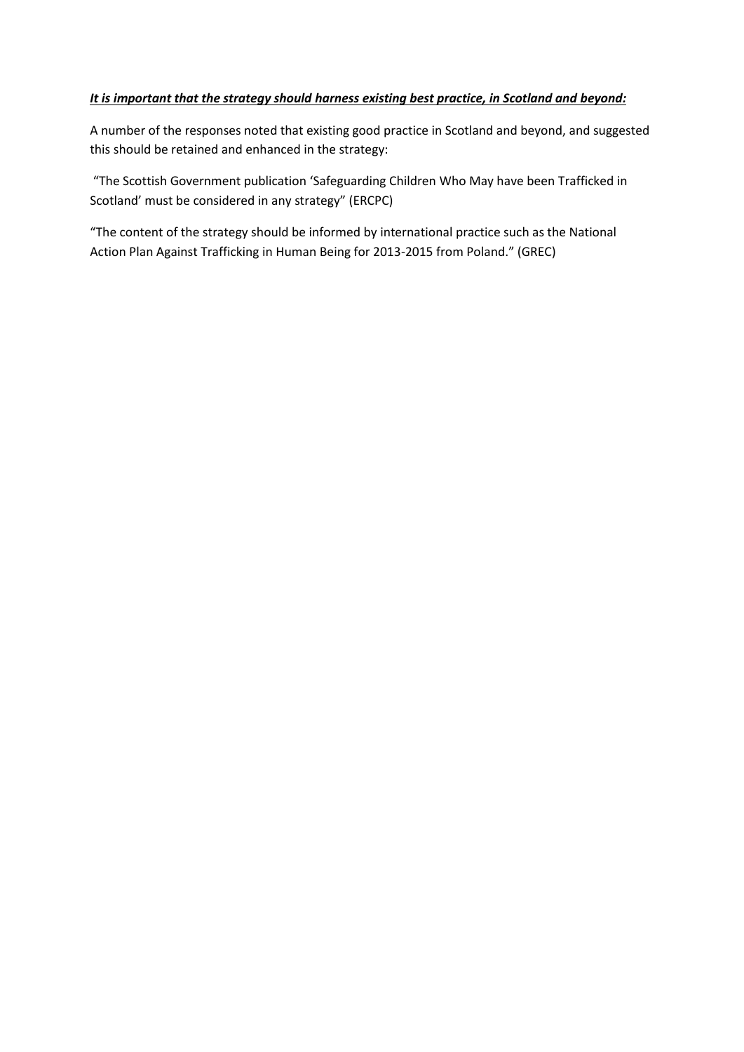***<u>It is important that the strategy should harness existing best practice, in Scotland and beyond:</u>***

A number of the responses noted that existing good practice in Scotland and beyond, and suggested this should be retained and enhanced in the strategy:

"The Scottish Government publication 'Safeguarding Children Who May have been Trafficked in Scotland' must be considered in any strategy" (ERCPC)

"The content of the strategy should be informed by international practice such as the National Action Plan Against Trafficking in Human Being for 2013-2015 from Poland." (GREC)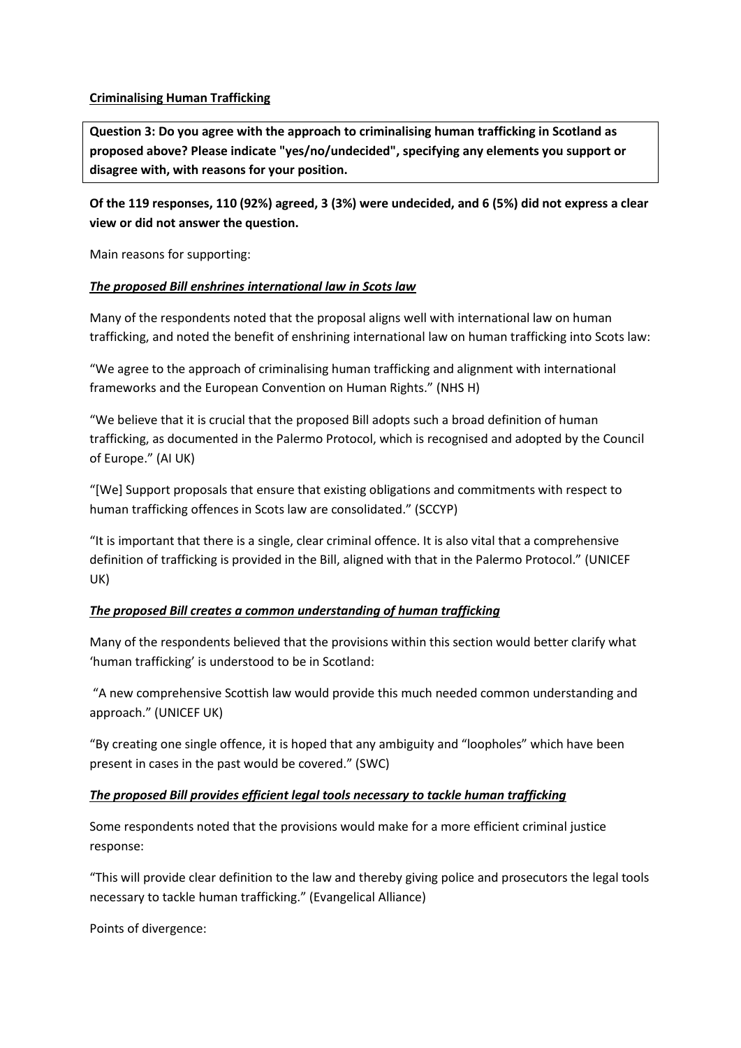**Criminalising Human Trafficking**

**Question 3: Do you agree with the approach to criminalising human trafficking in Scotland as proposed above? Please indicate "yes/no/undecided", specifying any elements you support or disagree with, with reasons for your position.**

**Of the 119 responses, 110 (92%) agreed, 3 (3%) were undecided, and 6 (5%) did not express a clear view or did not answer the question.**

Main reasons for supporting:

***The proposed Bill enshrines international law in Scots law***

Many of the respondents noted that the proposal aligns well with international law on human trafficking, and noted the benefit of enshrining international law on human trafficking into Scots law:

"We agree to the approach of criminalising human trafficking and alignment with international frameworks and the European Convention on Human Rights." (NHS H)

"We believe that it is crucial that the proposed Bill adopts such a broad definition of human trafficking, as documented in the Palermo Protocol, which is recognised and adopted by the Council of Europe." (AI UK)

"[We] Support proposals that ensure that existing obligations and commitments with respect to human trafficking offences in Scots law are consolidated." (SCCYP)

"It is important that there is a single, clear criminal offence. It is also vital that a comprehensive definition of trafficking is provided in the Bill, aligned with that in the Palermo Protocol." (UNICEF UK)

***The proposed Bill creates a common understanding of human trafficking***

Many of the respondents believed that the provisions within this section would better clarify what 'human trafficking' is understood to be in Scotland:

"A new comprehensive Scottish law would provide this much needed common understanding and approach." (UNICEF UK)

"By creating one single offence, it is hoped that any ambiguity and "loopholes" which have been present in cases in the past would be covered." (SWC)

***The proposed Bill provides efficient legal tools necessary to tackle human trafficking***

Some respondents noted that the provisions would make for a more efficient criminal justice response:

"This will provide clear definition to the law and thereby giving police and prosecutors the legal tools necessary to tackle human trafficking." (Evangelical Alliance)

Points of divergence: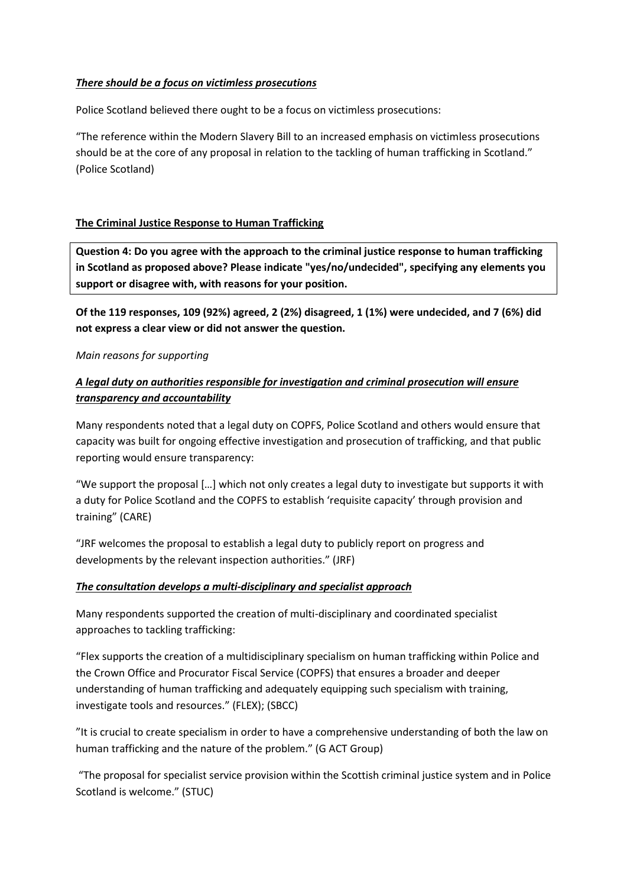***There should be a focus on victimless prosecutions***

Police Scotland believed there ought to be a focus on victimless prosecutions:

"The reference within the Modern Slavery Bill to an increased emphasis on victimless prosecutions should be at the core of any proposal in relation to the tackling of human trafficking in Scotland." (Police Scotland)

**The Criminal Justice Response to Human Trafficking**

**Question 4: Do you agree with the approach to the criminal justice response to human trafficking in Scotland as proposed above? Please indicate "yes/no/undecided", specifying any elements you support or disagree with, with reasons for your position.**

**Of the 119 responses, 109 (92%) agreed, 2 (2%) disagreed, 1 (1%) were undecided, and 7 (6%) did not express a clear view or did not answer the question.**

*Main reasons for supporting*

***A legal duty on authorities responsible for investigation and criminal prosecution will ensure transparency and accountability***

Many respondents noted that a legal duty on COPFS, Police Scotland and others would ensure that capacity was built for ongoing effective investigation and prosecution of trafficking, and that public reporting would ensure transparency:

"We support the proposal […] which not only creates a legal duty to investigate but supports it with a duty for Police Scotland and the COPFS to establish 'requisite capacity' through provision and training" (CARE)

"JRF welcomes the proposal to establish a legal duty to publicly report on progress and developments by the relevant inspection authorities." (JRF)

***The consultation develops a multi-disciplinary and specialist approach***

Many respondents supported the creation of multi-disciplinary and coordinated specialist approaches to tackling trafficking:

"Flex supports the creation of a multidisciplinary specialism on human trafficking within Police and the Crown Office and Procurator Fiscal Service (COPFS) that ensures a broader and deeper understanding of human trafficking and adequately equipping such specialism with training, investigate tools and resources." (FLEX); (SBCC)

"It is crucial to create specialism in order to have a comprehensive understanding of both the law on human trafficking and the nature of the problem." (G ACT Group)

"The proposal for specialist service provision within the Scottish criminal justice system and in Police Scotland is welcome." (STUC)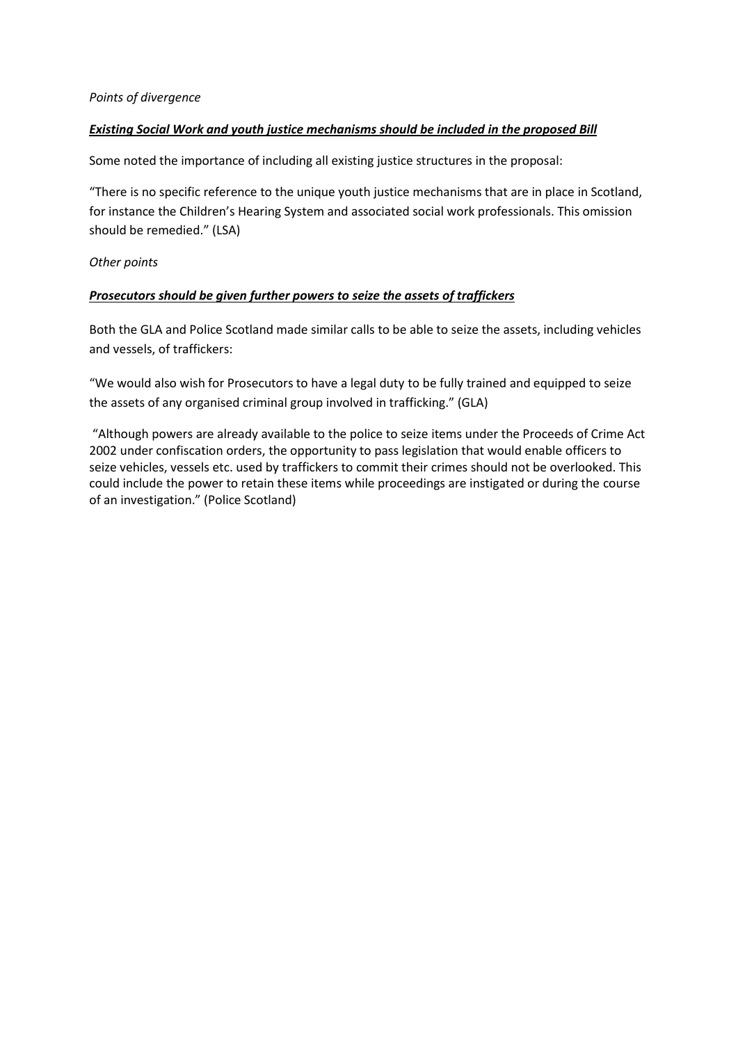*Points of divergence*

***Existing Social Work and youth justice mechanisms should be included in the proposed Bill***

Some noted the importance of including all existing justice structures in the proposal:

"There is no specific reference to the unique youth justice mechanisms that are in place in Scotland, for instance the Children's Hearing System and associated social work professionals. This omission should be remedied." (LSA)

*Other points*

***Prosecutors should be given further powers to seize the assets of traffickers***

Both the GLA and Police Scotland made similar calls to be able to seize the assets, including vehicles and vessels, of traffickers:

"We would also wish for Prosecutors to have a legal duty to be fully trained and equipped to seize the assets of any organised criminal group involved in trafficking." (GLA)

"Although powers are already available to the police to seize items under the Proceeds of Crime Act 2002 under confiscation orders, the opportunity to pass legislation that would enable officers to seize vehicles, vessels etc. used by traffickers to commit their crimes should not be overlooked. This could include the power to retain these items while proceedings are instigated or during the course of an investigation." (Police Scotland)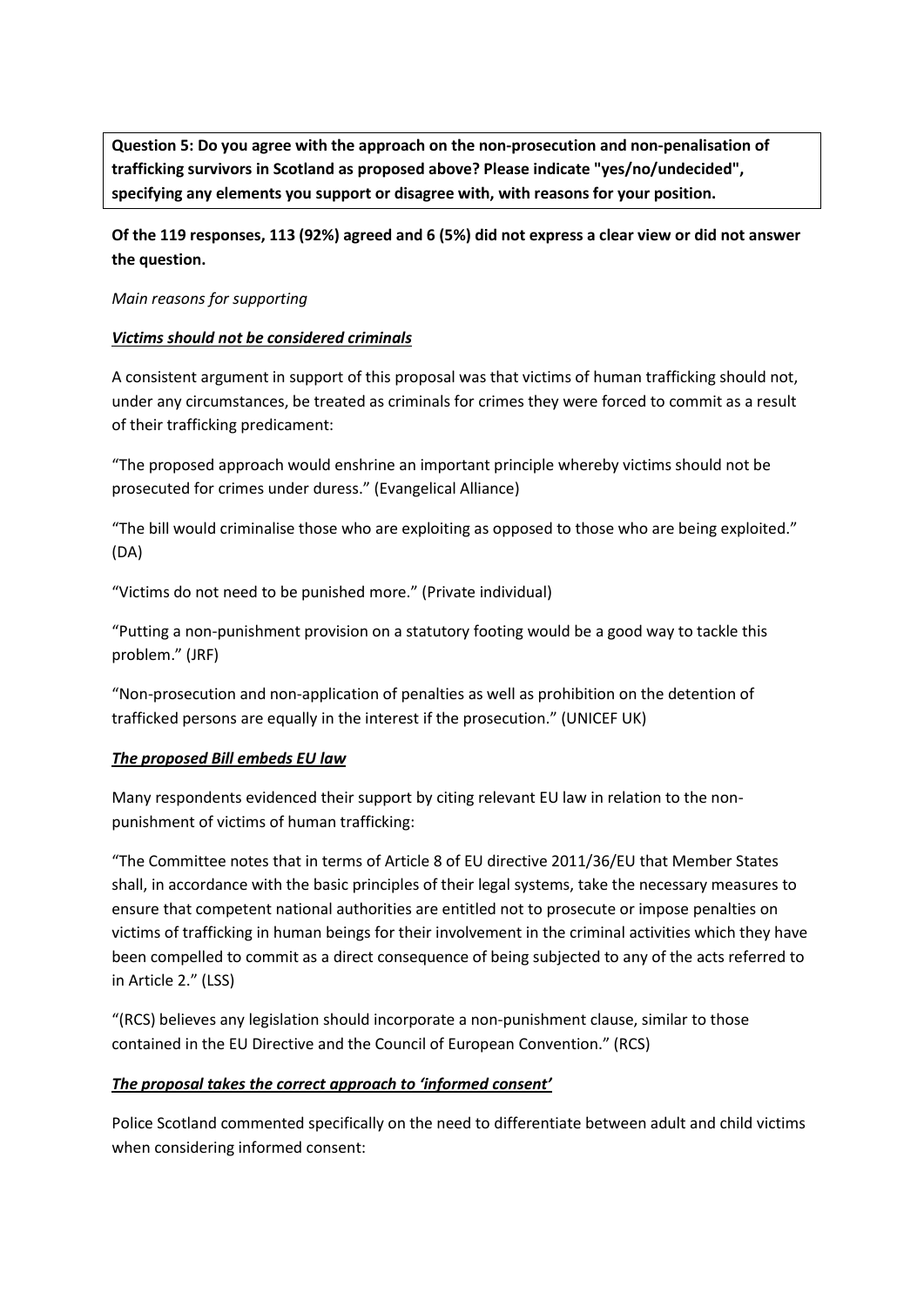**Question 5: Do you agree with the approach on the non-prosecution and non-penalisation of trafficking survivors in Scotland as proposed above? Please indicate "yes/no/undecided", specifying any elements you support or disagree with, with reasons for your position.**

**Of the 119 responses, 113 (92%) agreed and 6 (5%) did not express a clear view or did not answer the question.**

*Main reasons for supporting*

***Victims should not be considered criminals***

A consistent argument in support of this proposal was that victims of human trafficking should not, under any circumstances, be treated as criminals for crimes they were forced to commit as a result of their trafficking predicament:

"The proposed approach would enshrine an important principle whereby victims should not be prosecuted for crimes under duress." (Evangelical Alliance)

"The bill would criminalise those who are exploiting as opposed to those who are being exploited." (DA)

"Victims do not need to be punished more." (Private individual)

"Putting a non-punishment provision on a statutory footing would be a good way to tackle this problem." (JRF)

"Non-prosecution and non-application of penalties as well as prohibition on the detention of trafficked persons are equally in the interest if the prosecution." (UNICEF UK)

***The proposed Bill embeds EU law***

Many respondents evidenced their support by citing relevant EU law in relation to the non-punishment of victims of human trafficking:

"The Committee notes that in terms of Article 8 of EU directive 2011/36/EU that Member States shall, in accordance with the basic principles of their legal systems, take the necessary measures to ensure that competent national authorities are entitled not to prosecute or impose penalties on victims of trafficking in human beings for their involvement in the criminal activities which they have been compelled to commit as a direct consequence of being subjected to any of the acts referred to in Article 2." (LSS)

"(RCS) believes any legislation should incorporate a non-punishment clause, similar to those contained in the EU Directive and the Council of European Convention." (RCS)

***The proposal takes the correct approach to 'informed consent'***

Police Scotland commented specifically on the need to differentiate between adult and child victims when considering informed consent: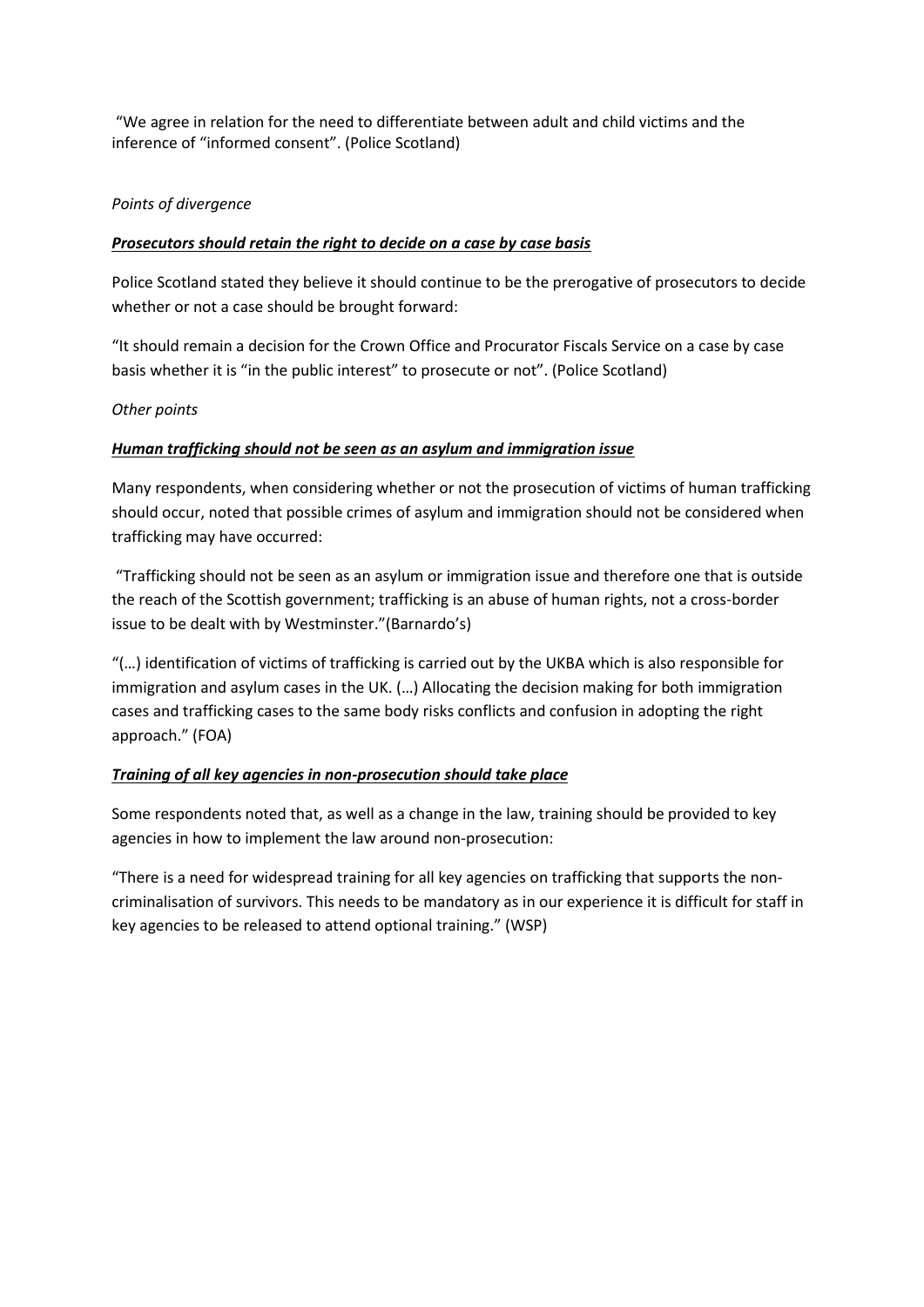"We agree in relation for the need to differentiate between adult and child victims and the inference of "informed consent". (Police Scotland)

*Points of divergence*

***<u>Prosecutors should retain the right to decide on a case by case basis</u>***

Police Scotland stated they believe it should continue to be the prerogative of prosecutors to decide whether or not a case should be brought forward:

"It should remain a decision for the Crown Office and Procurator Fiscals Service on a case by case basis whether it is "in the public interest" to prosecute or not". (Police Scotland)

*Other points*

***<u>Human trafficking should not be seen as an asylum and immigration issue</u>***

Many respondents, when considering whether or not the prosecution of victims of human trafficking should occur, noted that possible crimes of asylum and immigration should not be considered when trafficking may have occurred:

"Trafficking should not be seen as an asylum or immigration issue and therefore one that is outside the reach of the Scottish government; trafficking is an abuse of human rights, not a cross-border issue to be dealt with by Westminster."(Barnardo's)

"(…) identification of victims of trafficking is carried out by the UKBA which is also responsible for immigration and asylum cases in the UK. (…) Allocating the decision making for both immigration cases and trafficking cases to the same body risks conflicts and confusion in adopting the right approach." (FOA)

***<u>Training of all key agencies in non-prosecution should take place</u>***

Some respondents noted that, as well as a change in the law, training should be provided to key agencies in how to implement the law around non-prosecution:

"There is a need for widespread training for all key agencies on trafficking that supports the non-criminalisation of survivors. This needs to be mandatory as in our experience it is difficult for staff in key agencies to be released to attend optional training." (WSP)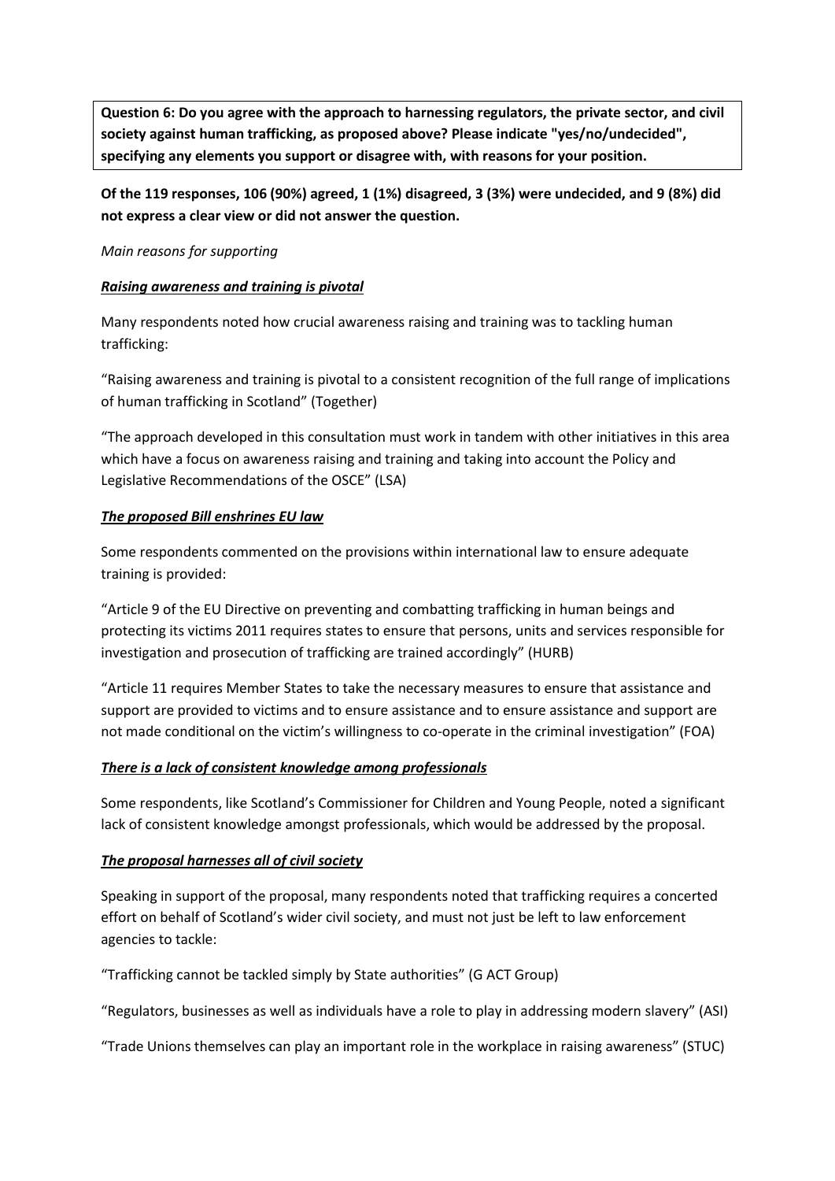**Question 6: Do you agree with the approach to harnessing regulators, the private sector, and civil society against human trafficking, as proposed above? Please indicate "yes/no/undecided", specifying any elements you support or disagree with, with reasons for your position.**

**Of the 119 responses, 106 (90%) agreed, 1 (1%) disagreed, 3 (3%) were undecided, and 9 (8%) did not express a clear view or did not answer the question.**

*Main reasons for supporting*

***Raising awareness and training is pivotal***

Many respondents noted how crucial awareness raising and training was to tackling human trafficking:

"Raising awareness and training is pivotal to a consistent recognition of the full range of implications of human trafficking in Scotland" (Together)

"The approach developed in this consultation must work in tandem with other initiatives in this area which have a focus on awareness raising and training and taking into account the Policy and Legislative Recommendations of the OSCE" (LSA)

***The proposed Bill enshrines EU law***

Some respondents commented on the provisions within international law to ensure adequate training is provided:

"Article 9 of the EU Directive on preventing and combatting trafficking in human beings and protecting its victims 2011 requires states to ensure that persons, units and services responsible for investigation and prosecution of trafficking are trained accordingly" (HURB)

"Article 11 requires Member States to take the necessary measures to ensure that assistance and support are provided to victims and to ensure assistance and to ensure assistance and support are not made conditional on the victim's willingness to co-operate in the criminal investigation" (FOA)

***There is a lack of consistent knowledge among professionals***

Some respondents, like Scotland's Commissioner for Children and Young People, noted a significant lack of consistent knowledge amongst professionals, which would be addressed by the proposal.

***The proposal harnesses all of civil society***

Speaking in support of the proposal, many respondents noted that trafficking requires a concerted effort on behalf of Scotland's wider civil society, and must not just be left to law enforcement agencies to tackle:

"Trafficking cannot be tackled simply by State authorities" (G ACT Group)

"Regulators, businesses as well as individuals have a role to play in addressing modern slavery" (ASI)

"Trade Unions themselves can play an important role in the workplace in raising awareness" (STUC)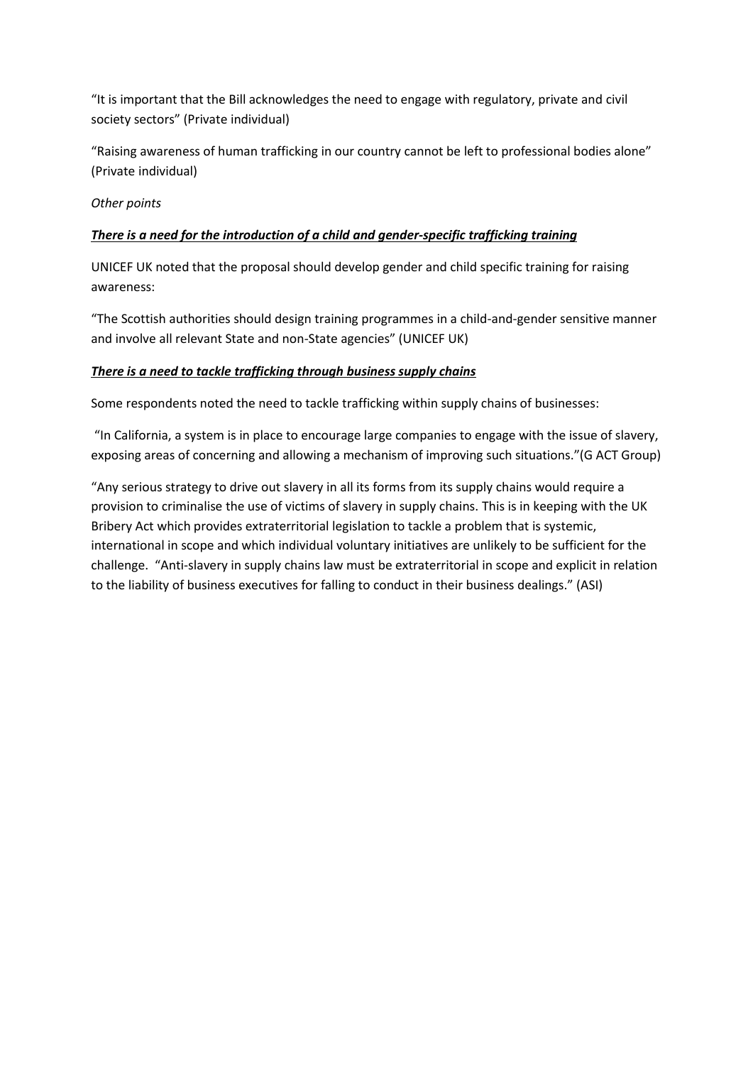"It is important that the Bill acknowledges the need to engage with regulatory, private and civil society sectors" (Private individual)

"Raising awareness of human trafficking in our country cannot be left to professional bodies alone" (Private individual)

*Other points*

***<u>There is a need for the introduction of a child and gender-specific trafficking training</u>***

UNICEF UK noted that the proposal should develop gender and child specific training for raising awareness:

"The Scottish authorities should design training programmes in a child-and-gender sensitive manner and involve all relevant State and non-State agencies" (UNICEF UK)

***<u>There is a need to tackle trafficking through business supply chains</u>***

Some respondents noted the need to tackle trafficking within supply chains of businesses:

"In California, a system is in place to encourage large companies to engage with the issue of slavery, exposing areas of concerning and allowing a mechanism of improving such situations."(G ACT Group)

"Any serious strategy to drive out slavery in all its forms from its supply chains would require a provision to criminalise the use of victims of slavery in supply chains. This is in keeping with the UK Bribery Act which provides extraterritorial legislation to tackle a problem that is systemic, international in scope and which individual voluntary initiatives are unlikely to be sufficient for the challenge. "Anti-slavery in supply chains law must be extraterritorial in scope and explicit in relation to the liability of business executives for falling to conduct in their business dealings." (ASI)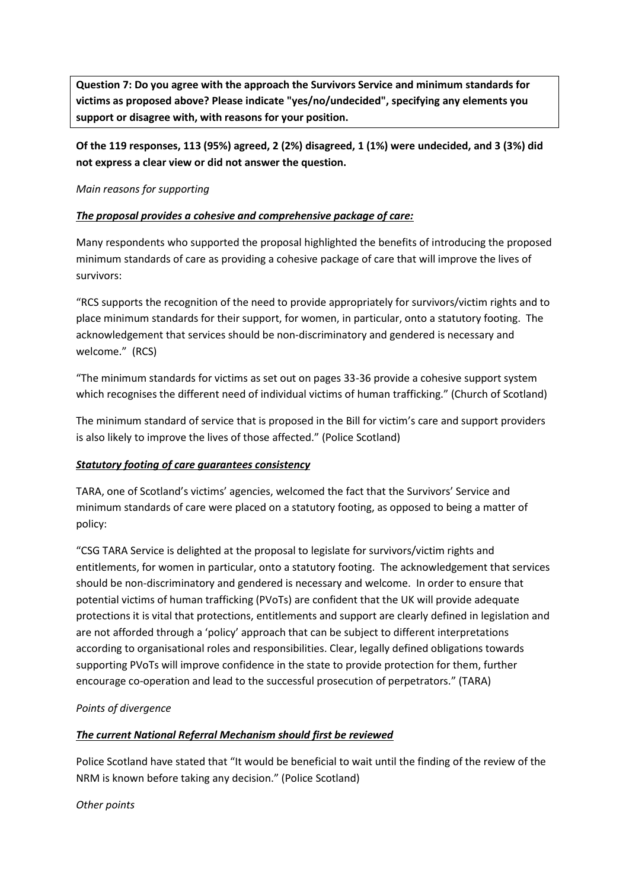**Question 7: Do you agree with the approach the Survivors Service and minimum standards for victims as proposed above? Please indicate "yes/no/undecided", specifying any elements you support or disagree with, with reasons for your position.**

**Of the 119 responses, 113 (95%) agreed, 2 (2%) disagreed, 1 (1%) were undecided, and 3 (3%) did not express a clear view or did not answer the question.**

*Main reasons for supporting*

***The proposal provides a cohesive and comprehensive package of care:***

Many respondents who supported the proposal highlighted the benefits of introducing the proposed minimum standards of care as providing a cohesive package of care that will improve the lives of survivors:

"RCS supports the recognition of the need to provide appropriately for survivors/victim rights and to place minimum standards for their support, for women, in particular, onto a statutory footing. The acknowledgement that services should be non-discriminatory and gendered is necessary and welcome." (RCS)

"The minimum standards for victims as set out on pages 33-36 provide a cohesive support system which recognises the different need of individual victims of human trafficking." (Church of Scotland)

The minimum standard of service that is proposed in the Bill for victim's care and support providers is also likely to improve the lives of those affected." (Police Scotland)

***Statutory footing of care guarantees consistency***

TARA, one of Scotland's victims' agencies, welcomed the fact that the Survivors' Service and minimum standards of care were placed on a statutory footing, as opposed to being a matter of policy:

"CSG TARA Service is delighted at the proposal to legislate for survivors/victim rights and entitlements, for women in particular, onto a statutory footing. The acknowledgement that services should be non-discriminatory and gendered is necessary and welcome. In order to ensure that potential victims of human trafficking (PVoTs) are confident that the UK will provide adequate protections it is vital that protections, entitlements and support are clearly defined in legislation and are not afforded through a 'policy' approach that can be subject to different interpretations according to organisational roles and responsibilities. Clear, legally defined obligations towards supporting PVoTs will improve confidence in the state to provide protection for them, further encourage co-operation and lead to the successful prosecution of perpetrators." (TARA)

*Points of divergence*

***The current National Referral Mechanism should first be reviewed***

Police Scotland have stated that "It would be beneficial to wait until the finding of the review of the NRM is known before taking any decision." (Police Scotland)

*Other points*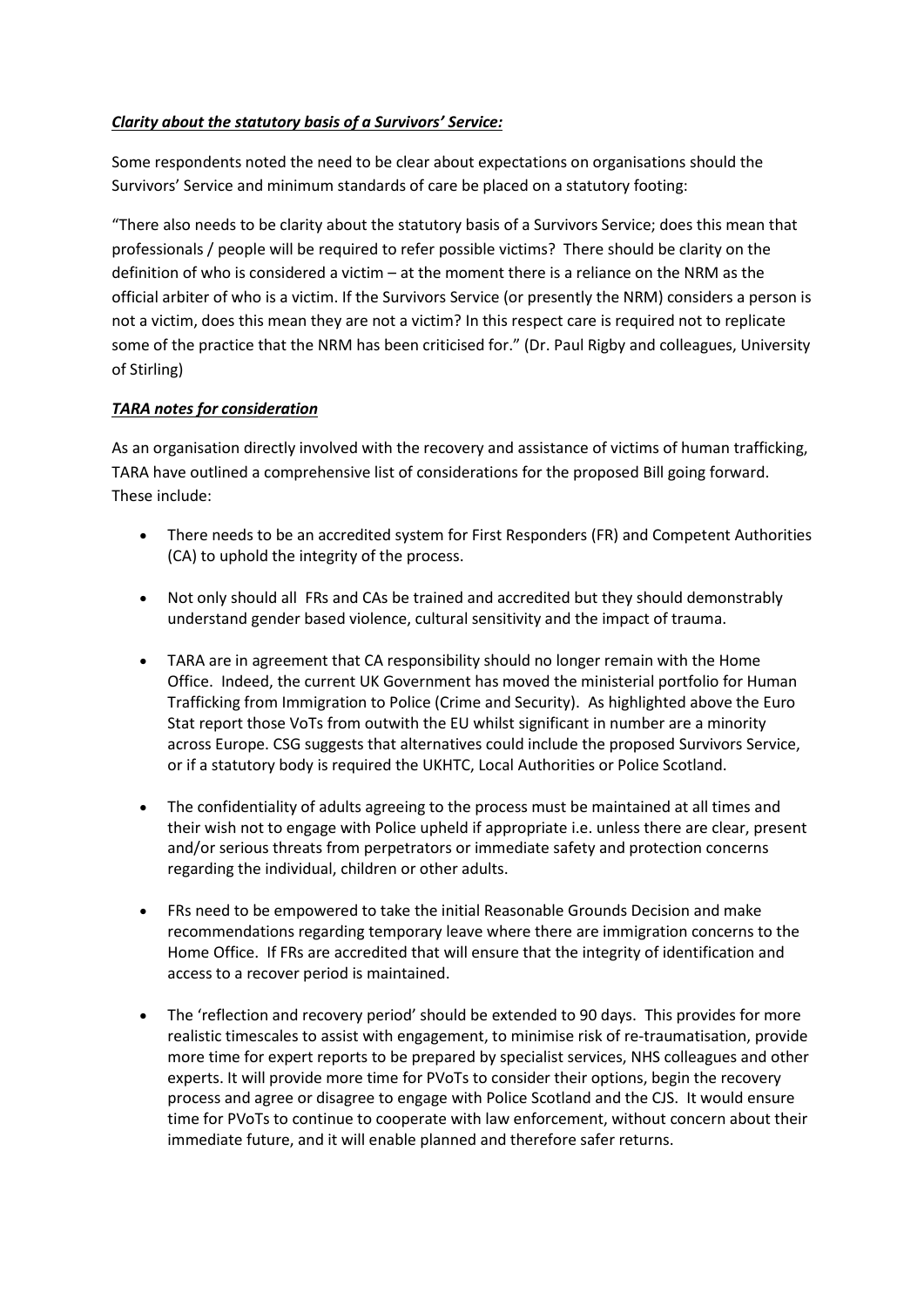***Clarity about the statutory basis of a Survivors' Service:***

Some respondents noted the need to be clear about expectations on organisations should the Survivors' Service and minimum standards of care be placed on a statutory footing:

"There also needs to be clarity about the statutory basis of a Survivors Service; does this mean that professionals / people will be required to refer possible victims? There should be clarity on the definition of who is considered a victim – at the moment there is a reliance on the NRM as the official arbiter of who is a victim. If the Survivors Service (or presently the NRM) considers a person is not a victim, does this mean they are not a victim? In this respect care is required not to replicate some of the practice that the NRM has been criticised for." (Dr. Paul Rigby and colleagues, University of Stirling)

***TARA notes for consideration***

As an organisation directly involved with the recovery and assistance of victims of human trafficking, TARA have outlined a comprehensive list of considerations for the proposed Bill going forward. These include:

- There needs to be an accredited system for First Responders (FR) and Competent Authorities (CA) to uphold the integrity of the process.
- Not only should all FRs and CAs be trained and accredited but they should demonstrably understand gender based violence, cultural sensitivity and the impact of trauma.
- TARA are in agreement that CA responsibility should no longer remain with the Home Office. Indeed, the current UK Government has moved the ministerial portfolio for Human Trafficking from Immigration to Police (Crime and Security). As highlighted above the Euro Stat report those VoTs from outwith the EU whilst significant in number are a minority across Europe. CSG suggests that alternatives could include the proposed Survivors Service, or if a statutory body is required the UKHTC, Local Authorities or Police Scotland.
- The confidentiality of adults agreeing to the process must be maintained at all times and their wish not to engage with Police upheld if appropriate i.e. unless there are clear, present and/or serious threats from perpetrators or immediate safety and protection concerns regarding the individual, children or other adults.
- FRs need to be empowered to take the initial Reasonable Grounds Decision and make recommendations regarding temporary leave where there are immigration concerns to the Home Office. If FRs are accredited that will ensure that the integrity of identification and access to a recover period is maintained.
- The 'reflection and recovery period' should be extended to 90 days. This provides for more realistic timescales to assist with engagement, to minimise risk of re-traumatisation, provide more time for expert reports to be prepared by specialist services, NHS colleagues and other experts. It will provide more time for PVoTs to consider their options, begin the recovery process and agree or disagree to engage with Police Scotland and the CJS. It would ensure time for PVoTs to continue to cooperate with law enforcement, without concern about their immediate future, and it will enable planned and therefore safer returns.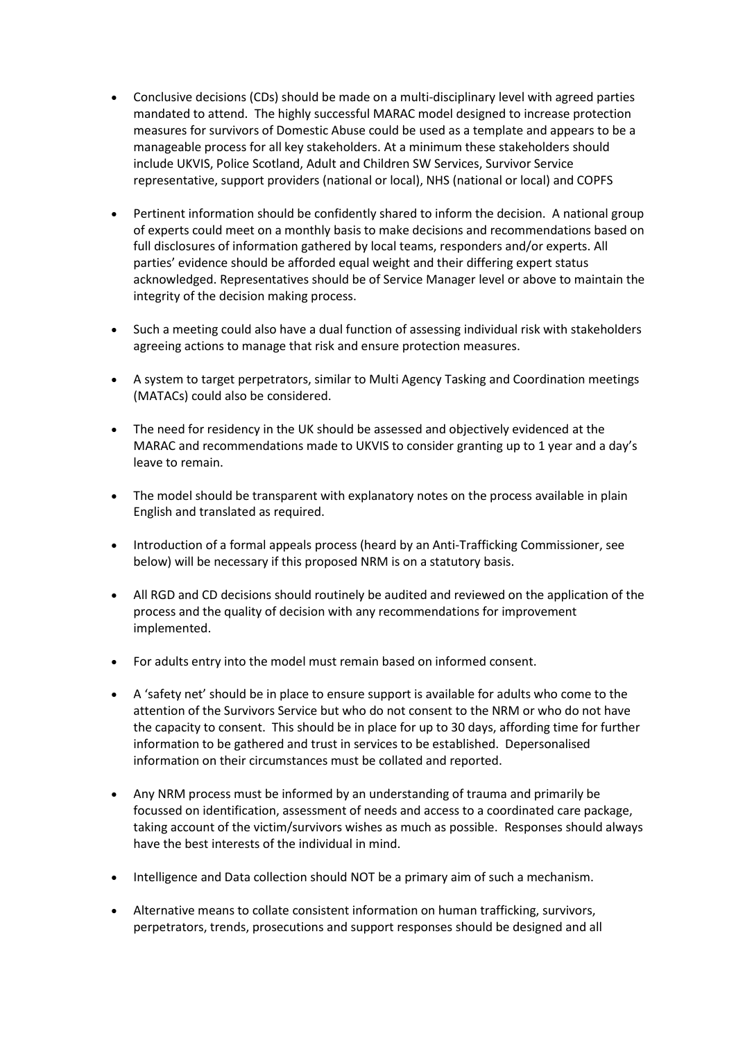- Conclusive decisions (CDs) should be made on a multi-disciplinary level with agreed parties mandated to attend. The highly successful MARAC model designed to increase protection measures for survivors of Domestic Abuse could be used as a template and appears to be a manageable process for all key stakeholders. At a minimum these stakeholders should include UKVIS, Police Scotland, Adult and Children SW Services, Survivor Service representative, support providers (national or local), NHS (national or local) and COPFS

- Pertinent information should be confidently shared to inform the decision. A national group of experts could meet on a monthly basis to make decisions and recommendations based on full disclosures of information gathered by local teams, responders and/or experts. All parties' evidence should be afforded equal weight and their differing expert status acknowledged. Representatives should be of Service Manager level or above to maintain the integrity of the decision making process.

- Such a meeting could also have a dual function of assessing individual risk with stakeholders agreeing actions to manage that risk and ensure protection measures.

- A system to target perpetrators, similar to Multi Agency Tasking and Coordination meetings (MATACs) could also be considered.

- The need for residency in the UK should be assessed and objectively evidenced at the MARAC and recommendations made to UKVIS to consider granting up to 1 year and a day's leave to remain.

- The model should be transparent with explanatory notes on the process available in plain English and translated as required.

- Introduction of a formal appeals process (heard by an Anti-Trafficking Commissioner, see below) will be necessary if this proposed NRM is on a statutory basis.

- All RGD and CD decisions should routinely be audited and reviewed on the application of the process and the quality of decision with any recommendations for improvement implemented.

- For adults entry into the model must remain based on informed consent.

- A 'safety net' should be in place to ensure support is available for adults who come to the attention of the Survivors Service but who do not consent to the NRM or who do not have the capacity to consent. This should be in place for up to 30 days, affording time for further information to be gathered and trust in services to be established. Depersonalised information on their circumstances must be collated and reported.

- Any NRM process must be informed by an understanding of trauma and primarily be focussed on identification, assessment of needs and access to a coordinated care package, taking account of the victim/survivors wishes as much as possible. Responses should always have the best interests of the individual in mind.

- Intelligence and Data collection should NOT be a primary aim of such a mechanism.

- Alternative means to collate consistent information on human trafficking, survivors, perpetrators, trends, prosecutions and support responses should be designed and all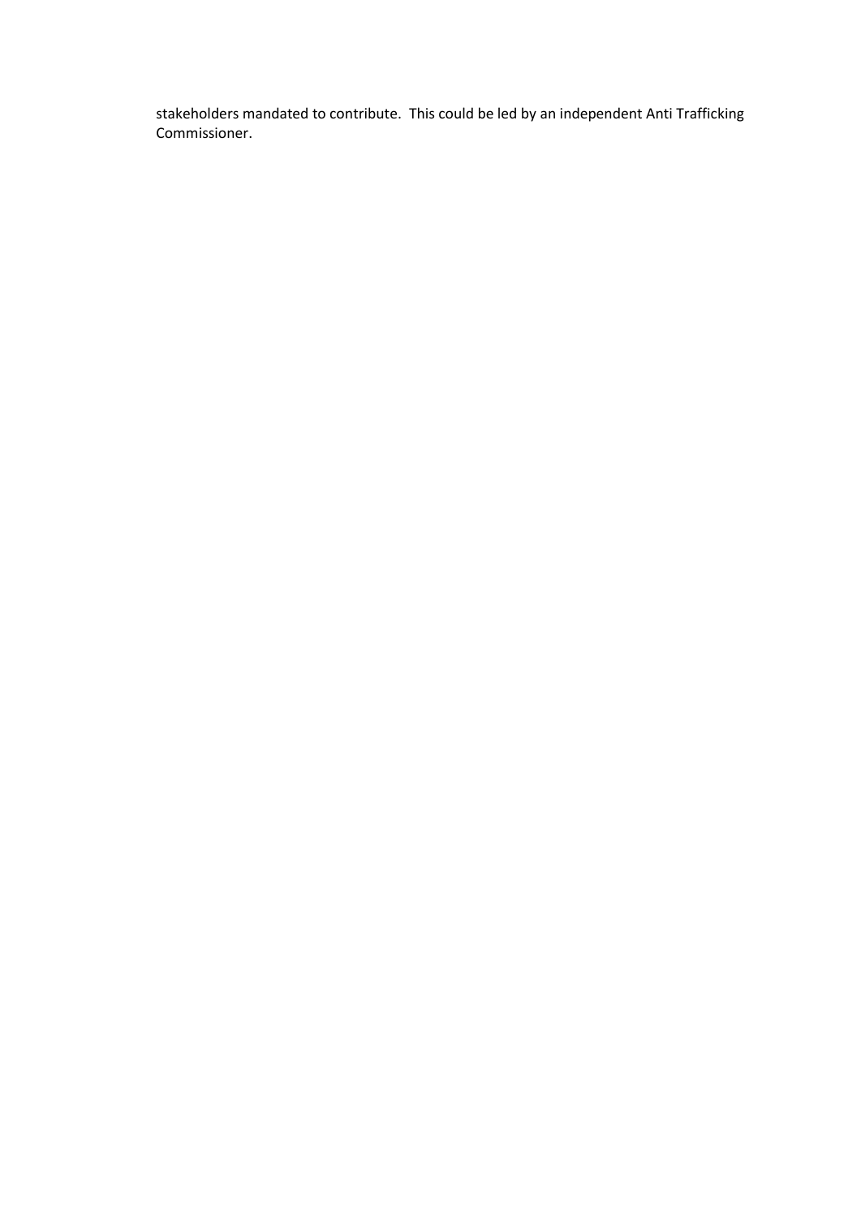stakeholders mandated to contribute. This could be led by an independent Anti Trafficking Commissioner.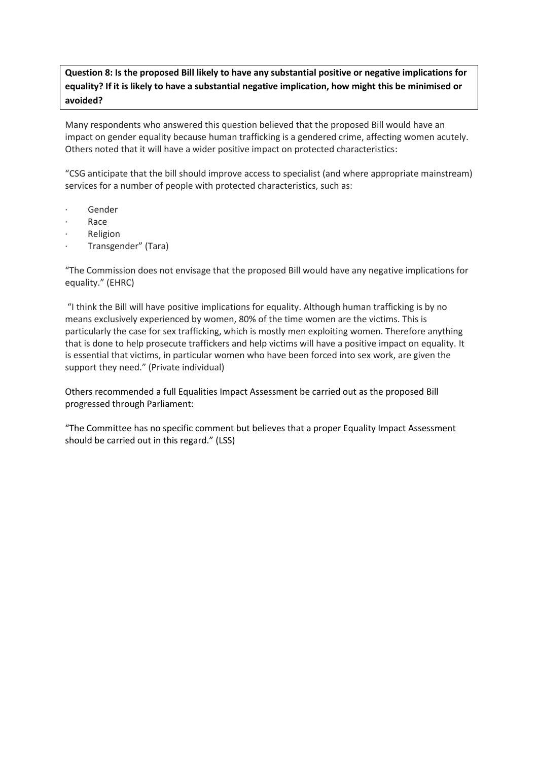**Question 8: Is the proposed Bill likely to have any substantial positive or negative implications for equality? If it is likely to have a substantial negative implication, how might this be minimised or avoided?**

Many respondents who answered this question believed that the proposed Bill would have an impact on gender equality because human trafficking is a gendered crime, affecting women acutely. Others noted that it will have a wider positive impact on protected characteristics:

"CSG anticipate that the bill should improve access to specialist (and where appropriate mainstream) services for a number of people with protected characteristics, such as:

- Gender
- Race
- Religion
- Transgender" (Tara)

"The Commission does not envisage that the proposed Bill would have any negative implications for equality." (EHRC)

"I think the Bill will have positive implications for equality. Although human trafficking is by no means exclusively experienced by women, 80% of the time women are the victims. This is particularly the case for sex trafficking, which is mostly men exploiting women. Therefore anything that is done to help prosecute traffickers and help victims will have a positive impact on equality. It is essential that victims, in particular women who have been forced into sex work, are given the support they need." (Private individual)

Others recommended a full Equalities Impact Assessment be carried out as the proposed Bill progressed through Parliament:

"The Committee has no specific comment but believes that a proper Equality Impact Assessment should be carried out in this regard." (LSS)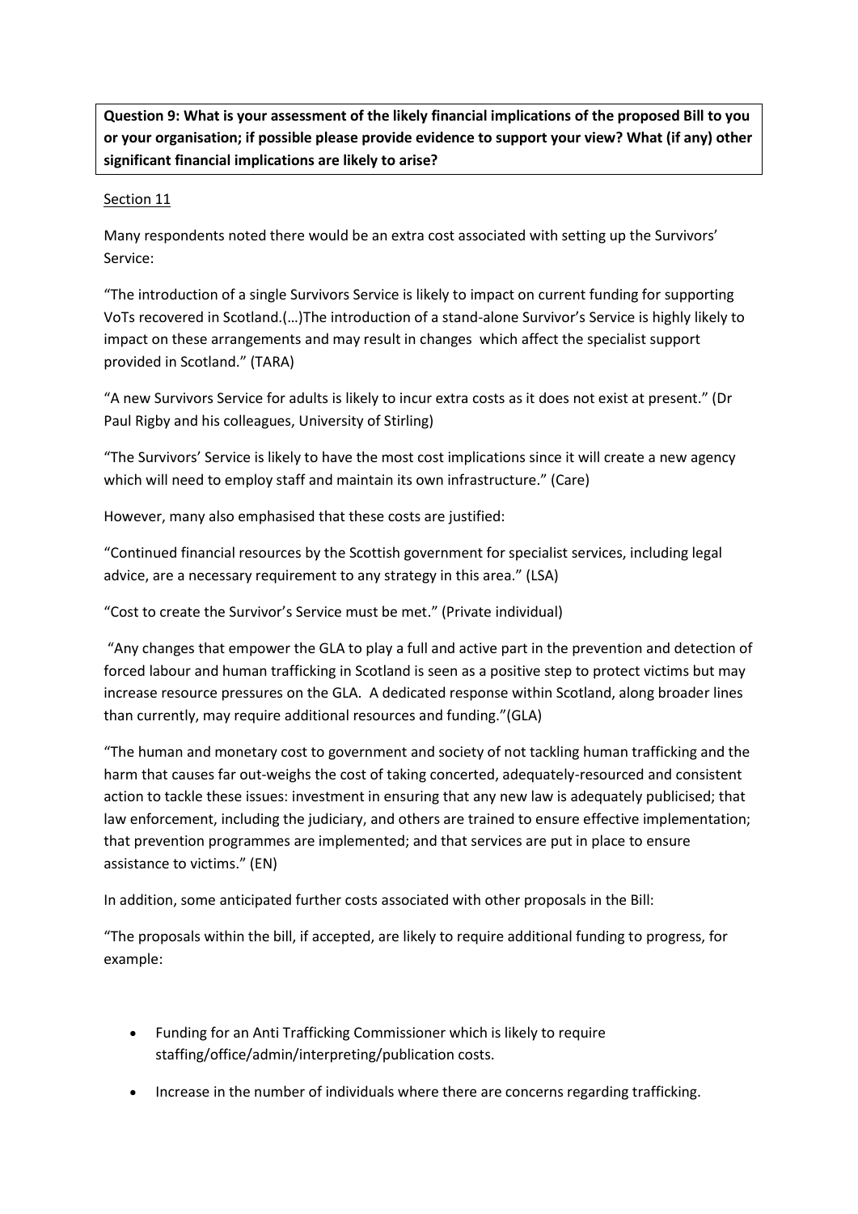**Question 9: What is your assessment of the likely financial implications of the proposed Bill to you or your organisation; if possible please provide evidence to support your view? What (if any) other significant financial implications are likely to arise?**

Section 11

Many respondents noted there would be an extra cost associated with setting up the Survivors' Service:

"The introduction of a single Survivors Service is likely to impact on current funding for supporting VoTs recovered in Scotland.(…)The introduction of a stand-alone Survivor's Service is highly likely to impact on these arrangements and may result in changes which affect the specialist support provided in Scotland." (TARA)

"A new Survivors Service for adults is likely to incur extra costs as it does not exist at present." (Dr Paul Rigby and his colleagues, University of Stirling)

"The Survivors' Service is likely to have the most cost implications since it will create a new agency which will need to employ staff and maintain its own infrastructure." (Care)

However, many also emphasised that these costs are justified:

"Continued financial resources by the Scottish government for specialist services, including legal advice, are a necessary requirement to any strategy in this area." (LSA)

"Cost to create the Survivor's Service must be met." (Private individual)

"Any changes that empower the GLA to play a full and active part in the prevention and detection of forced labour and human trafficking in Scotland is seen as a positive step to protect victims but may increase resource pressures on the GLA. A dedicated response within Scotland, along broader lines than currently, may require additional resources and funding."(GLA)

"The human and monetary cost to government and society of not tackling human trafficking and the harm that causes far out-weighs the cost of taking concerted, adequately-resourced and consistent action to tackle these issues: investment in ensuring that any new law is adequately publicised; that law enforcement, including the judiciary, and others are trained to ensure effective implementation; that prevention programmes are implemented; and that services are put in place to ensure assistance to victims." (EN)

In addition, some anticipated further costs associated with other proposals in the Bill:

"The proposals within the bill, if accepted, are likely to require additional funding to progress, for example:

- Funding for an Anti Trafficking Commissioner which is likely to require staffing/office/admin/interpreting/publication costs.
- Increase in the number of individuals where there are concerns regarding trafficking.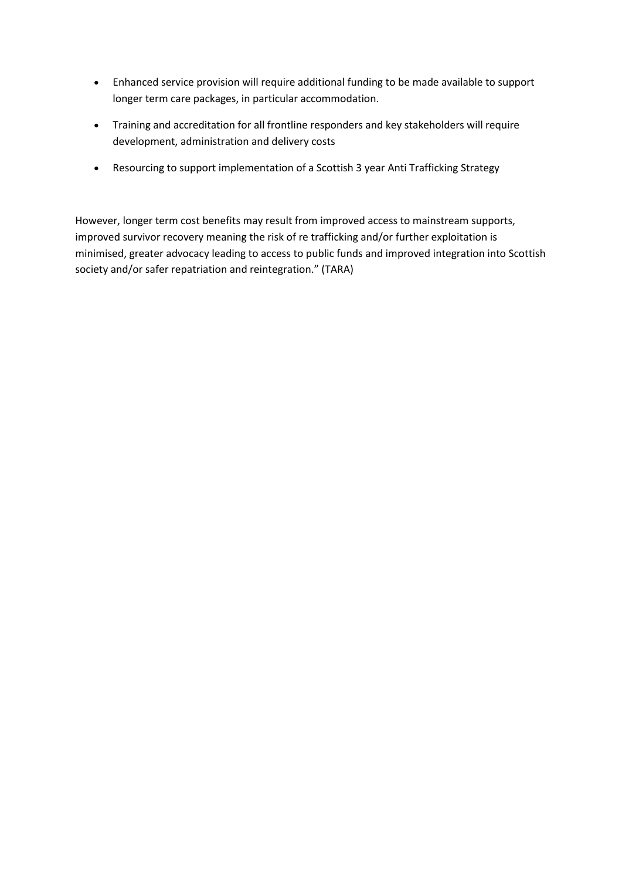- Enhanced service provision will require additional funding to be made available to support longer term care packages, in particular accommodation.
- Training and accreditation for all frontline responders and key stakeholders will require development, administration and delivery costs
- Resourcing to support implementation of a Scottish 3 year Anti Trafficking Strategy

However, longer term cost benefits may result from improved access to mainstream supports, improved survivor recovery meaning the risk of re trafficking and/or further exploitation is minimised, greater advocacy leading to access to public funds and improved integration into Scottish society and/or safer repatriation and reintegration." (TARA)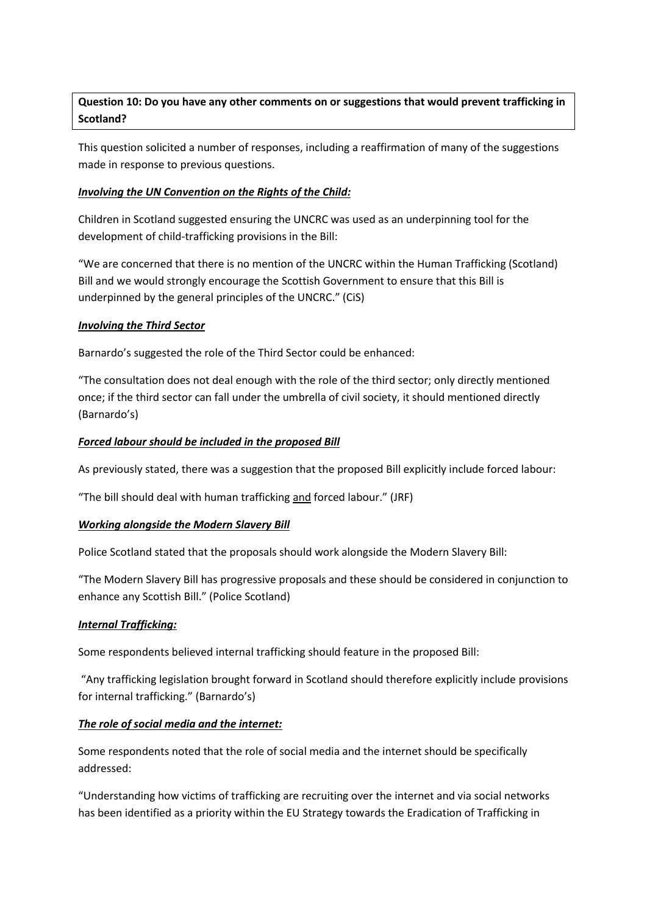**Question 10: Do you have any other comments on or suggestions that would prevent trafficking in Scotland?**

This question solicited a number of responses, including a reaffirmation of many of the suggestions made in response to previous questions.

***Involving the UN Convention on the Rights of the Child:***

Children in Scotland suggested ensuring the UNCRC was used as an underpinning tool for the development of child-trafficking provisions in the Bill:

"We are concerned that there is no mention of the UNCRC within the Human Trafficking (Scotland) Bill and we would strongly encourage the Scottish Government to ensure that this Bill is underpinned by the general principles of the UNCRC." (CiS)

***Involving the Third Sector***

Barnardo's suggested the role of the Third Sector could be enhanced:

"The consultation does not deal enough with the role of the third sector; only directly mentioned once; if the third sector can fall under the umbrella of civil society, it should mentioned directly (Barnardo's)

***Forced labour should be included in the proposed Bill***

As previously stated, there was a suggestion that the proposed Bill explicitly include forced labour:

"The bill should deal with human trafficking <u>and</u> forced labour." (JRF)

***Working alongside the Modern Slavery Bill***

Police Scotland stated that the proposals should work alongside the Modern Slavery Bill:

"The Modern Slavery Bill has progressive proposals and these should be considered in conjunction to enhance any Scottish Bill." (Police Scotland)

***Internal Trafficking:***

Some respondents believed internal trafficking should feature in the proposed Bill:

"Any trafficking legislation brought forward in Scotland should therefore explicitly include provisions for internal trafficking." (Barnardo's)

***The role of social media and the internet:***

Some respondents noted that the role of social media and the internet should be specifically addressed:

"Understanding how victims of trafficking are recruiting over the internet and via social networks has been identified as a priority within the EU Strategy towards the Eradication of Trafficking in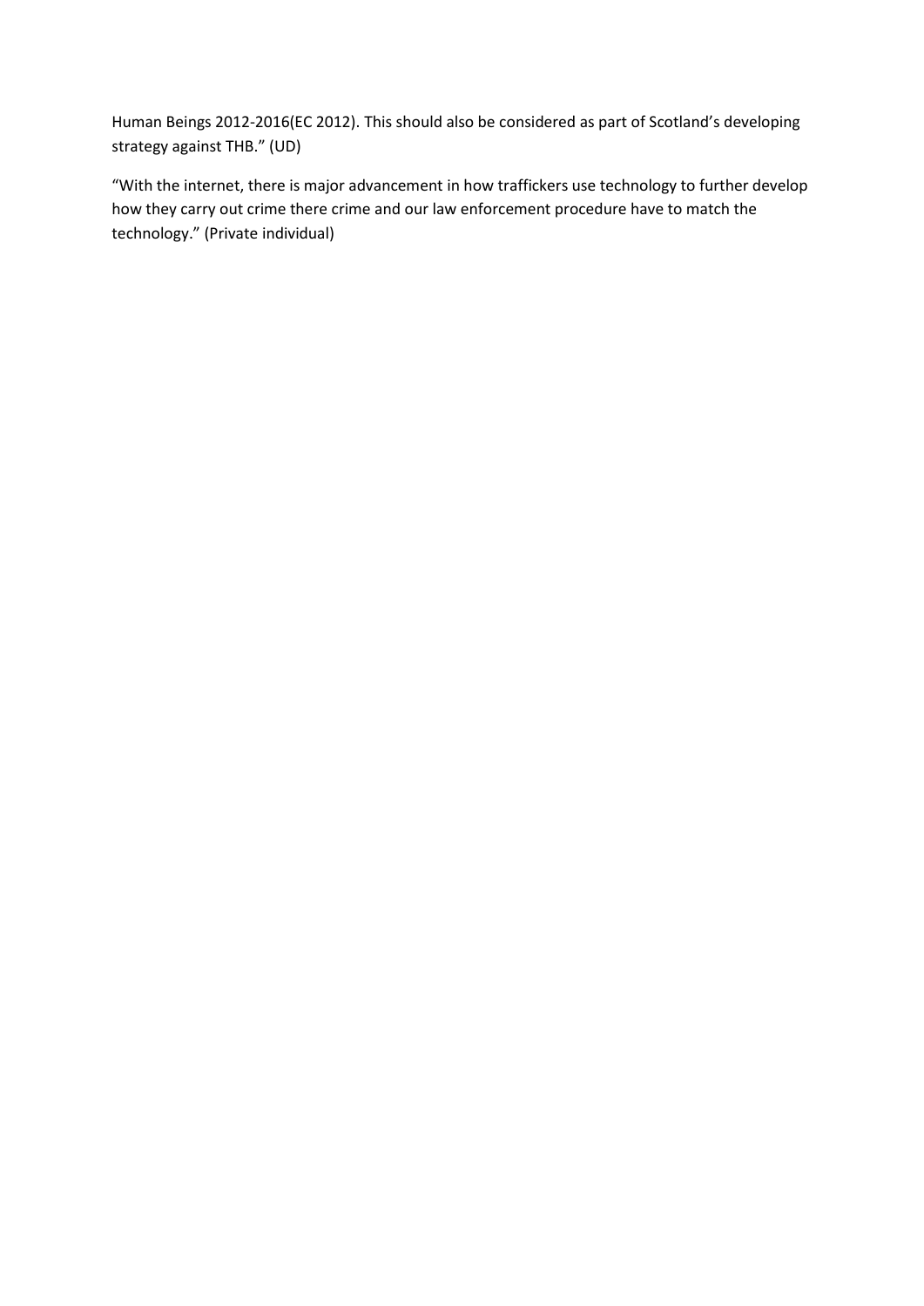Human Beings 2012-2016(EC 2012). This should also be considered as part of Scotland's developing strategy against THB." (UD)

"With the internet, there is major advancement in how traffickers use technology to further develop how they carry out crime there crime and our law enforcement procedure have to match the technology." (Private individual)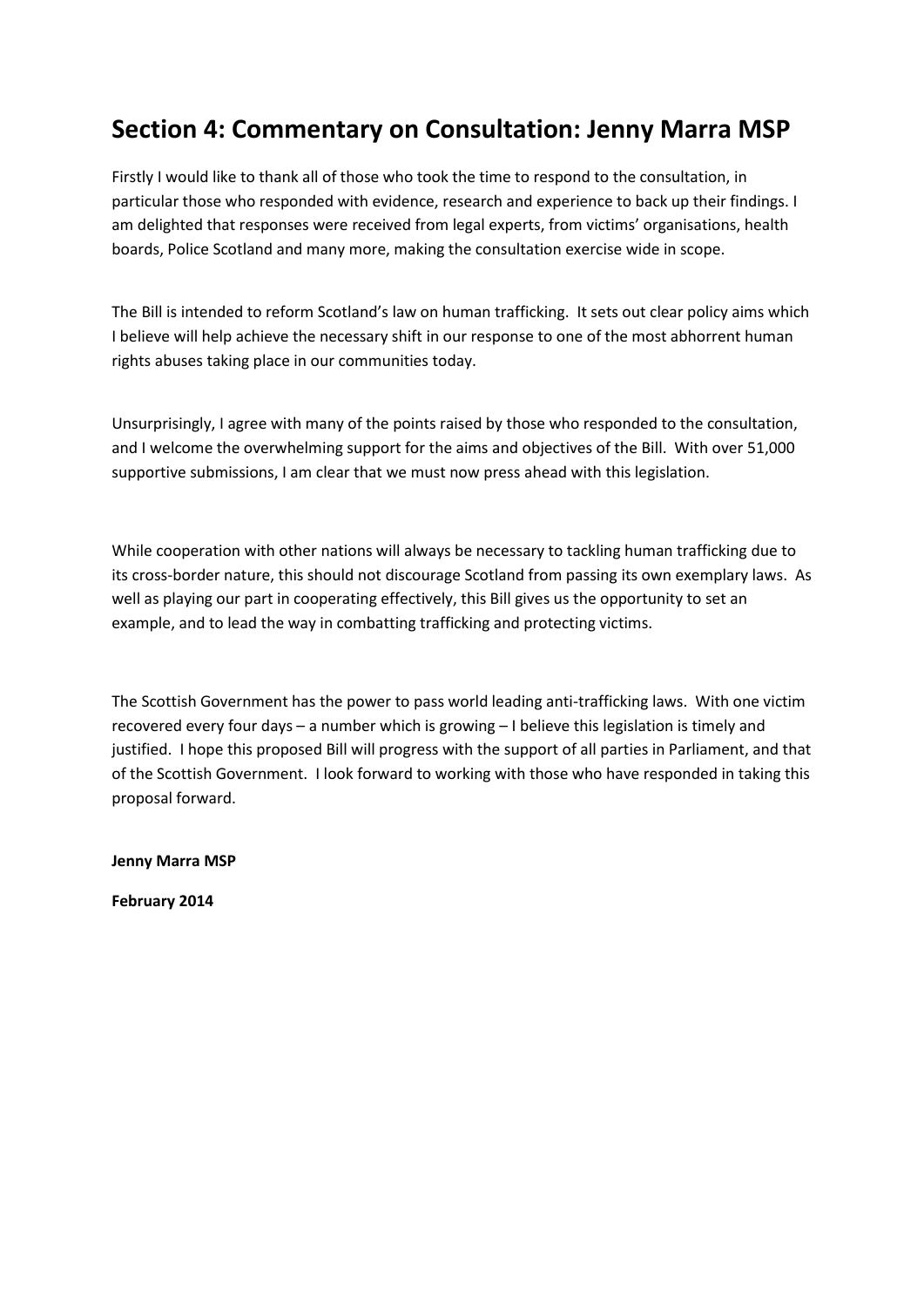## Section 4: Commentary on Consultation: Jenny Marra MSP

Firstly I would like to thank all of those who took the time to respond to the consultation, in particular those who responded with evidence, research and experience to back up their findings. I am delighted that responses were received from legal experts, from victims' organisations, health boards, Police Scotland and many more, making the consultation exercise wide in scope.

The Bill is intended to reform Scotland's law on human trafficking. It sets out clear policy aims which I believe will help achieve the necessary shift in our response to one of the most abhorrent human rights abuses taking place in our communities today.

Unsurprisingly, I agree with many of the points raised by those who responded to the consultation, and I welcome the overwhelming support for the aims and objectives of the Bill. With over 51,000 supportive submissions, I am clear that we must now press ahead with this legislation.

While cooperation with other nations will always be necessary to tackling human trafficking due to its cross-border nature, this should not discourage Scotland from passing its own exemplary laws. As well as playing our part in cooperating effectively, this Bill gives us the opportunity to set an example, and to lead the way in combatting trafficking and protecting victims.

The Scottish Government has the power to pass world leading anti-trafficking laws. With one victim recovered every four days – a number which is growing – I believe this legislation is timely and justified. I hope this proposed Bill will progress with the support of all parties in Parliament, and that of the Scottish Government. I look forward to working with those who have responded in taking this proposal forward.

**Jenny Marra MSP**

**February 2014**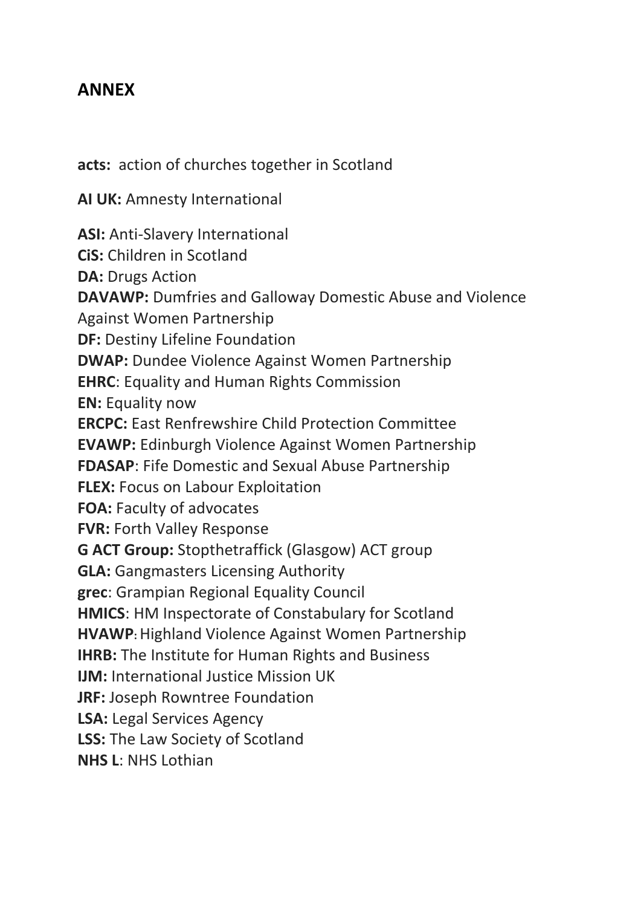## ANNEX

**acts:** action of churches together in Scotland

**AI UK:** Amnesty International

**ASI:** Anti-Slavery International
**CiS:** Children in Scotland
**DA:** Drugs Action
**DAVAWP:** Dumfries and Galloway Domestic Abuse and Violence Against Women Partnership
**DF:** Destiny Lifeline Foundation
**DWAP:** Dundee Violence Against Women Partnership
**EHRC**: Equality and Human Rights Commission
**EN:** Equality now
**ERCPC:** East Renfrewshire Child Protection Committee
**EVAWP:** Edinburgh Violence Against Women Partnership
**FDASAP**: Fife Domestic and Sexual Abuse Partnership
**FLEX:** Focus on Labour Exploitation
**FOA:** Faculty of advocates
**FVR:** Forth Valley Response
**G ACT Group:** Stopthetraffick (Glasgow) ACT group
**GLA:** Gangmasters Licensing Authority
**grec**: Grampian Regional Equality Council
**HMICS**: HM Inspectorate of Constabulary for Scotland
**HVAWP**: Highland Violence Against Women Partnership
**IHRB:** The Institute for Human Rights and Business
**IJM:** International Justice Mission UK
**JRF:** Joseph Rowntree Foundation
**LSA:** Legal Services Agency
**LSS:** The Law Society of Scotland
**NHS L**: NHS Lothian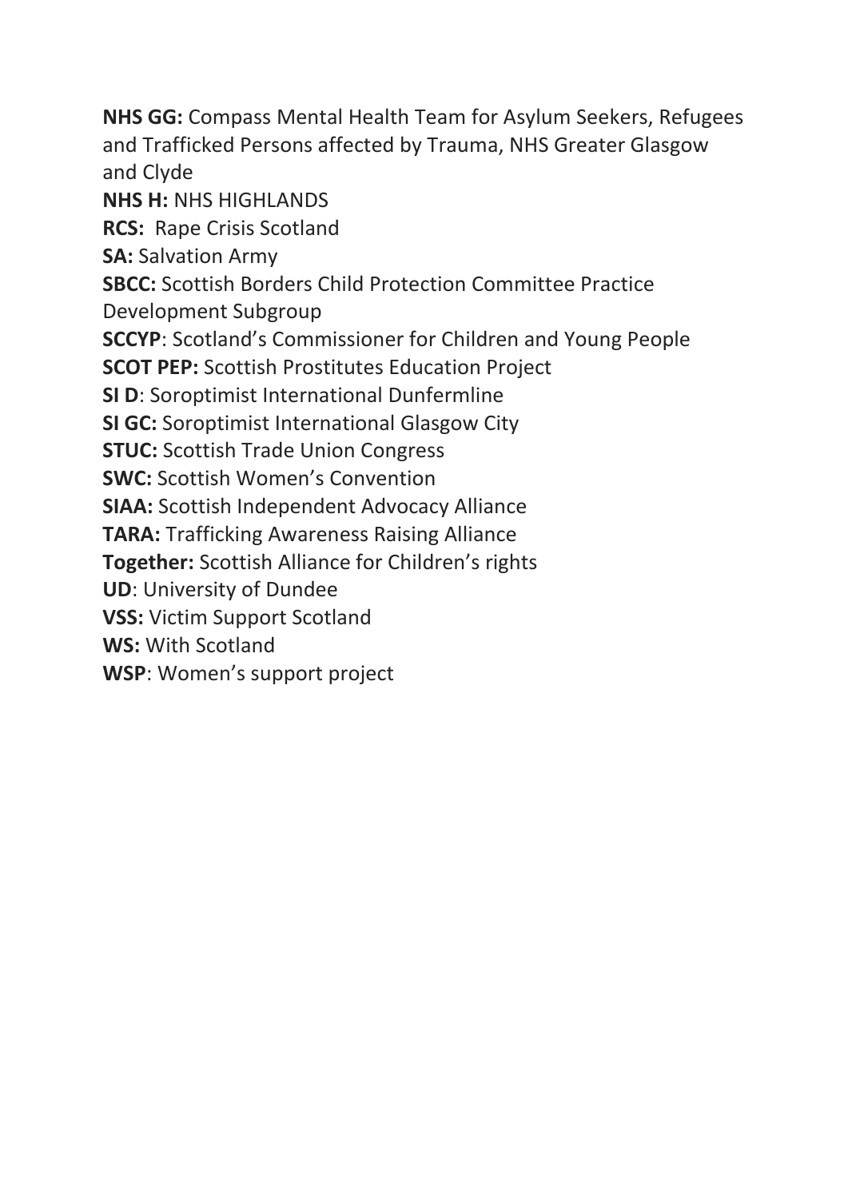**NHS GG:** Compass Mental Health Team for Asylum Seekers, Refugees and Trafficked Persons affected by Trauma, NHS Greater Glasgow and Clyde

**NHS H:** NHS HIGHLANDS

**RCS:** Rape Crisis Scotland

**SA:** Salvation Army

**SBCC:** Scottish Borders Child Protection Committee Practice Development Subgroup

**SCCYP**: Scotland's Commissioner for Children and Young People

**SCOT PEP:** Scottish Prostitutes Education Project

**SI D**: Soroptimist International Dunfermline

**SI GC:** Soroptimist International Glasgow City

**STUC:** Scottish Trade Union Congress

**SWC:** Scottish Women's Convention

**SIAA:** Scottish Independent Advocacy Alliance

**TARA:** Trafficking Awareness Raising Alliance

**Together:** Scottish Alliance for Children's rights

**UD**: University of Dundee

**VSS:** Victim Support Scotland

**WS:** With Scotland

**WSP**: Women's support project